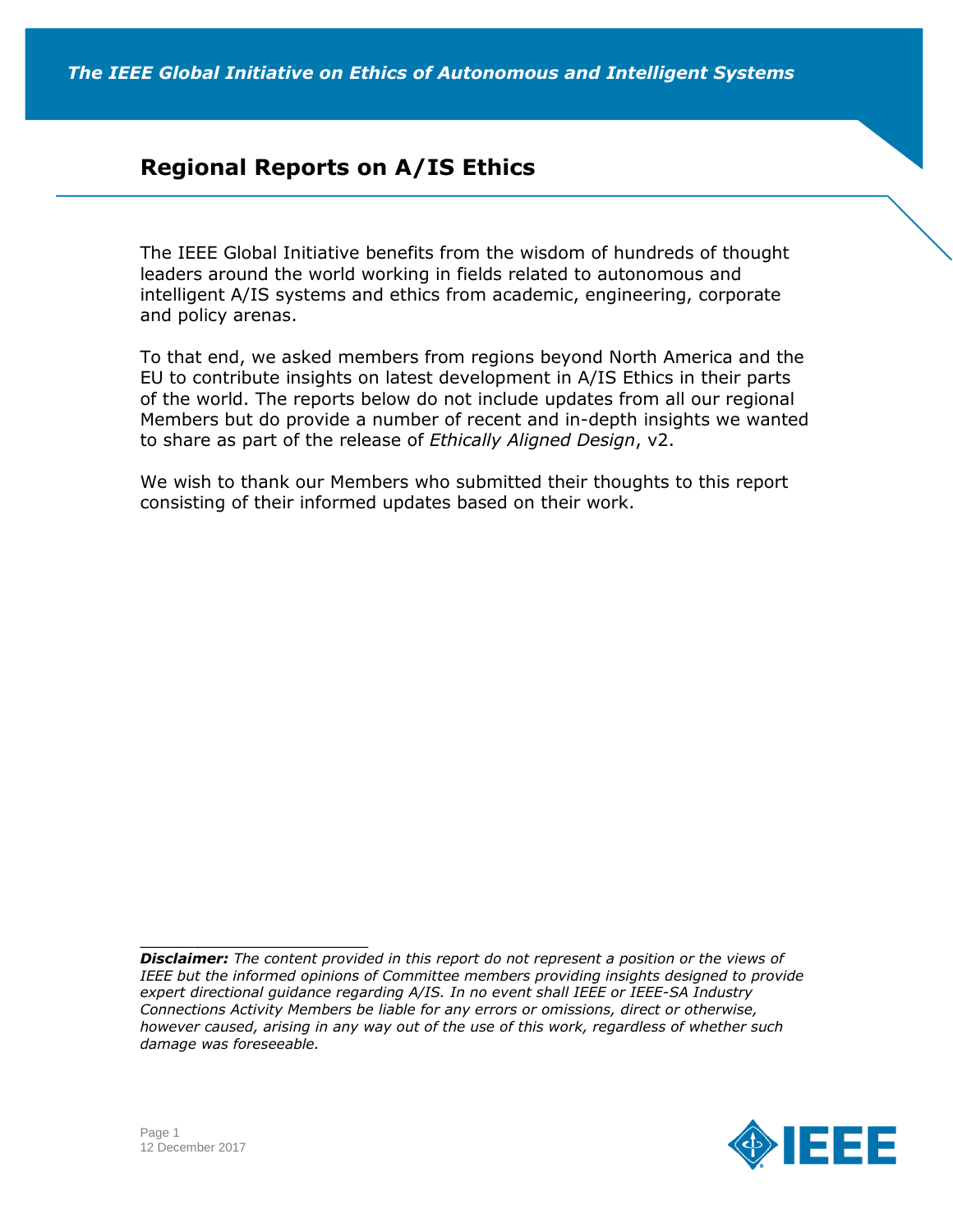*The IEEE Global Initiative on Ethics of Autonomous and Intelligent Systems*

# Regional Reports on A/IS Ethics

The IEEE Global Initiative benefits from the wisdom of hundreds of thought leaders around the world working in fields related to autonomous and intelligent A/IS systems and ethics from academic, engineering, corporate and policy arenas.

To that end, we asked members from regions beyond North America and the EU to contribute insights on latest development in A/IS Ethics in their parts of the world. The reports below do not include updates from all our regional Members but do provide a number of recent and in-depth insights we wanted to share as part of the release of *Ethically Aligned Design*, v2.

We wish to thank our Members who submitted their thoughts to this report consisting of their informed updates based on their work.

---

***Disclaimer:*** *The content provided in this report do not represent a position or the views of IEEE but the informed opinions of Committee members providing insights designed to provide expert directional guidance regarding A/IS. In no event shall IEEE or IEEE-SA Industry Connections Activity Members be liable for any errors or omissions, direct or otherwise, however caused, arising in any way out of the use of this work, regardless of whether such damage was foreseeable.*

12 December 2017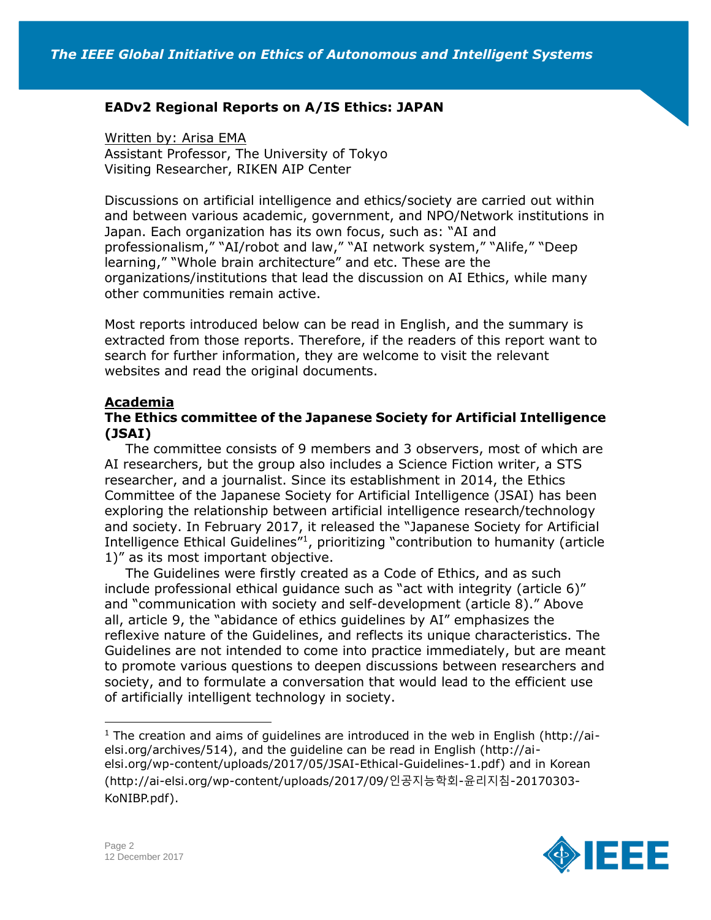## EADv2 Regional Reports on A/IS Ethics: JAPAN

Written by: Arisa EMA
Assistant Professor, The University of Tokyo
Visiting Researcher, RIKEN AIP Center

Discussions on artificial intelligence and ethics/society are carried out within and between various academic, government, and NPO/Network institutions in Japan. Each organization has its own focus, such as: "AI and professionalism," "AI/robot and law," "AI network system," "Alife," "Deep learning," "Whole brain architecture" and etc. These are the organizations/institutions that lead the discussion on AI Ethics, while many other communities remain active.

Most reports introduced below can be read in English, and the summary is extracted from those reports. Therefore, if the readers of this report want to search for further information, they are welcome to visit the relevant websites and read the original documents.

### Academia

#### The Ethics committee of the Japanese Society for Artificial Intelligence (JSAI)

The committee consists of 9 members and 3 observers, most of which are AI researchers, but the group also includes a Science Fiction writer, a STS researcher, and a journalist. Since its establishment in 2014, the Ethics Committee of the Japanese Society for Artificial Intelligence (JSAI) has been exploring the relationship between artificial intelligence research/technology and society. In February 2017, it released the "Japanese Society for Artificial Intelligence Ethical Guidelines"[1], prioritizing "contribution to humanity (article 1)" as its most important objective.

The Guidelines were firstly created as a Code of Ethics, and as such include professional ethical guidance such as "act with integrity (article 6)" and "communication with society and self-development (article 8)." Above all, article 9, the "abidance of ethics guidelines by AI" emphasizes the reflexive nature of the Guidelines, and reflects its unique characteristics. The Guidelines are not intended to come into practice immediately, but are meant to promote various questions to deepen discussions between researchers and society, and to formulate a conversation that would lead to the efficient use of artificially intelligent technology in society.

---

[1] The creation and aims of guidelines are introduced in the web in English (http://ai-elsi.org/archives/514), and the guideline can be read in English (http://ai-elsi.org/wp-content/uploads/2017/05/JSAI-Ethical-Guidelines-1.pdf) and in Korean (http://ai-elsi.org/wp-content/uploads/2017/09/인공지능학회-윤리지침-20170303-KoNIBP.pdf).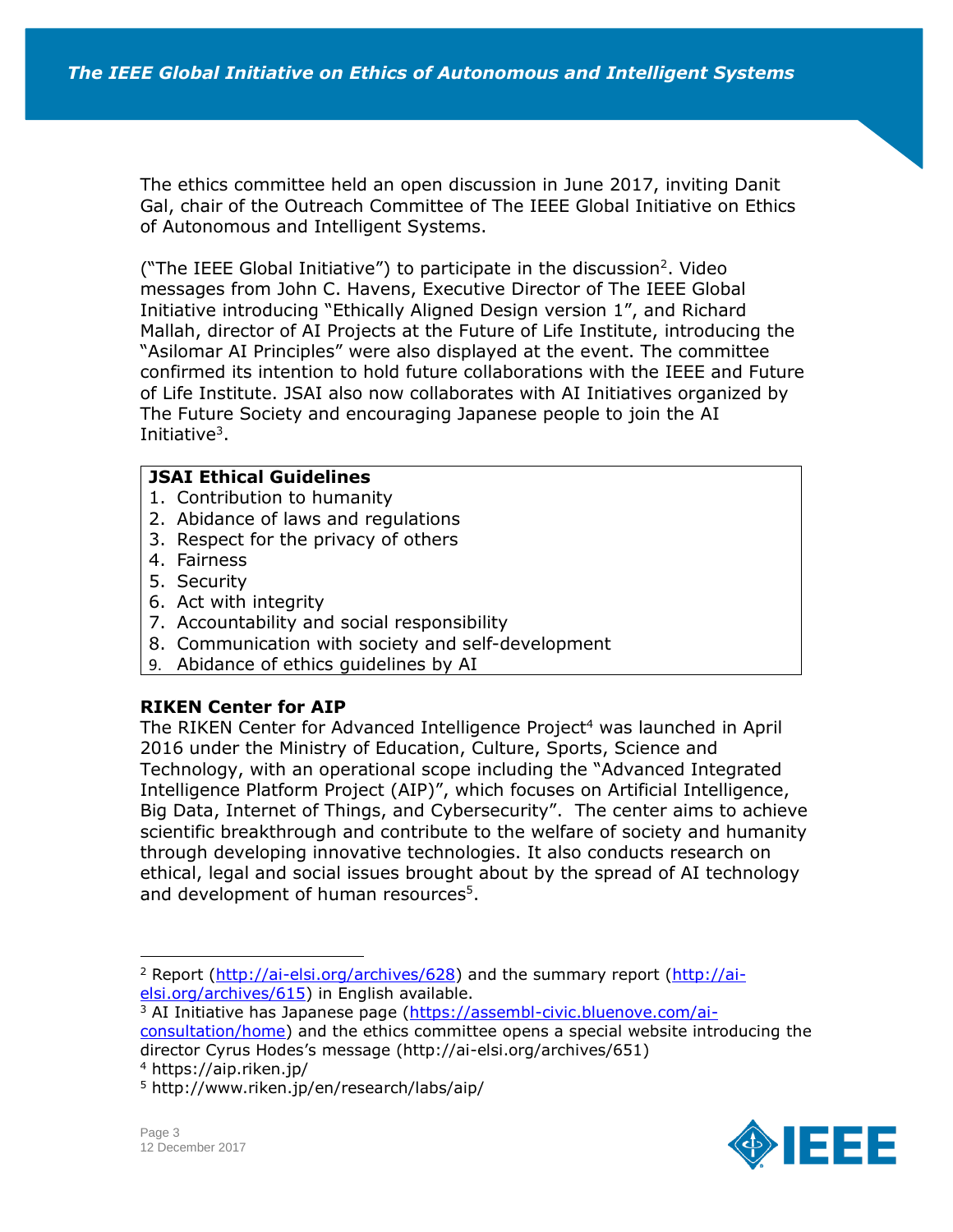The ethics committee held an open discussion in June 2017, inviting Danit Gal, chair of the Outreach Committee of The IEEE Global Initiative on Ethics of Autonomous and Intelligent Systems.

("The IEEE Global Initiative") to participate in the discussion[2]. Video messages from John C. Havens, Executive Director of The IEEE Global Initiative introducing "Ethically Aligned Design version 1", and Richard Mallah, director of AI Projects at the Future of Life Institute, introducing the "Asilomar AI Principles" were also displayed at the event. The committee confirmed its intention to hold future collaborations with the IEEE and Future of Life Institute. JSAI also now collaborates with AI Initiatives organized by The Future Society and encouraging Japanese people to join the AI Initiative[3].

**JSAI Ethical Guidelines**

1. Contribution to humanity
2. Abidance of laws and regulations
3. Respect for the privacy of others
4. Fairness
5. Security
6. Act with integrity
7. Accountability and social responsibility
8. Communication with society and self-development
9. Abidance of ethics guidelines by AI

**RIKEN Center for AIP**

The RIKEN Center for Advanced Intelligence Project[4] was launched in April 2016 under the Ministry of Education, Culture, Sports, Science and Technology, with an operational scope including the "Advanced Integrated Intelligence Platform Project (AIP)", which focuses on Artificial Intelligence, Big Data, Internet of Things, and Cybersecurity". The center aims to achieve scientific breakthrough and contribute to the welfare of society and humanity through developing innovative technologies. It also conducts research on ethical, legal and social issues brought about by the spread of AI technology and development of human resources[5].

---

[2] Report (http://ai-elsi.org/archives/628) and the summary report (http://ai-elsi.org/archives/615) in English available.

[3] AI Initiative has Japanese page (https://assembl-civic.bluenove.com/ai-consultation/home) and the ethics committee opens a special website introducing the director Cyrus Hodes's message (http://ai-elsi.org/archives/651)

[4] https://aip.riken.jp/

[5] http://www.riken.jp/en/research/labs/aip/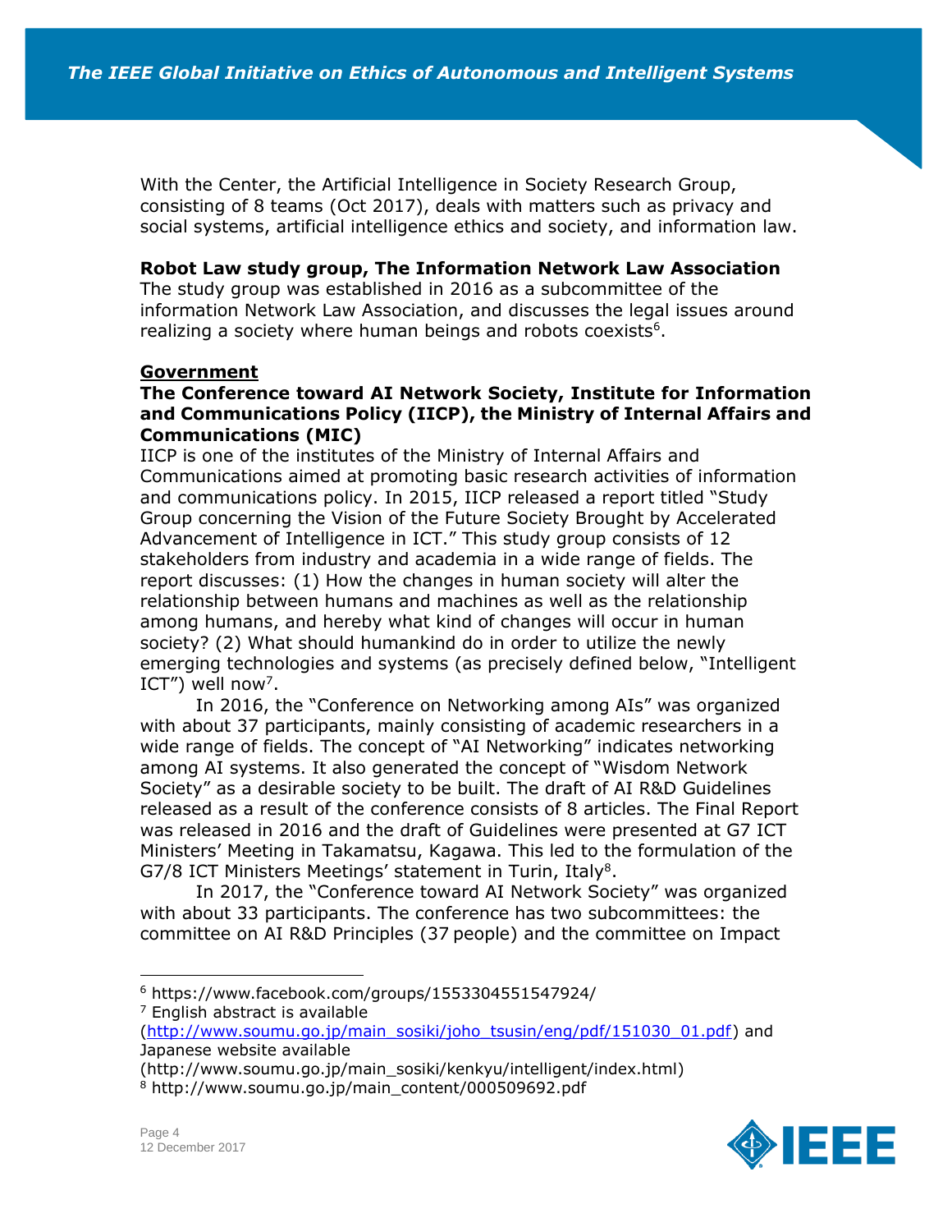With the Center, the Artificial Intelligence in Society Research Group, consisting of 8 teams (Oct 2017), deals with matters such as privacy and social systems, artificial intelligence ethics and society, and information law.

**Robot Law study group, The Information Network Law Association**
The study group was established in 2016 as a subcommittee of the information Network Law Association, and discusses the legal issues around realizing a society where human beings and robots coexists[6].

**Government**

**The Conference toward AI Network Society, Institute for Information and Communications Policy (IICP), the Ministry of Internal Affairs and Communications (MIC)**
IICP is one of the institutes of the Ministry of Internal Affairs and Communications aimed at promoting basic research activities of information and communications policy. In 2015, IICP released a report titled "Study Group concerning the Vision of the Future Society Brought by Accelerated Advancement of Intelligence in ICT." This study group consists of 12 stakeholders from industry and academia in a wide range of fields. The report discusses: (1) How the changes in human society will alter the relationship between humans and machines as well as the relationship among humans, and hereby what kind of changes will occur in human society? (2) What should humankind do in order to utilize the newly emerging technologies and systems (as precisely defined below, "Intelligent ICT") well now[7].

In 2016, the "Conference on Networking among AIs" was organized with about 37 participants, mainly consisting of academic researchers in a wide range of fields. The concept of "AI Networking" indicates networking among AI systems. It also generated the concept of "Wisdom Network Society" as a desirable society to be built. The draft of AI R&D Guidelines released as a result of the conference consists of 8 articles. The Final Report was released in 2016 and the draft of Guidelines were presented at G7 ICT Ministers' Meeting in Takamatsu, Kagawa. This led to the formulation of the G7/8 ICT Ministers Meetings' statement in Turin, Italy[8].

In 2017, the "Conference toward AI Network Society" was organized with about 33 participants. The conference has two subcommittees: the committee on AI R&D Principles (37 people) and the committee on Impact

---

[6] https://www.facebook.com/groups/1553304551547924/

[7] English abstract is available (http://www.soumu.go.jp/main_sosiki/joho_tsusin/eng/pdf/151030_01.pdf) and Japanese website available (http://www.soumu.go.jp/main_sosiki/kenkyu/intelligent/index.html)

[8] http://www.soumu.go.jp/main_content/000509692.pdf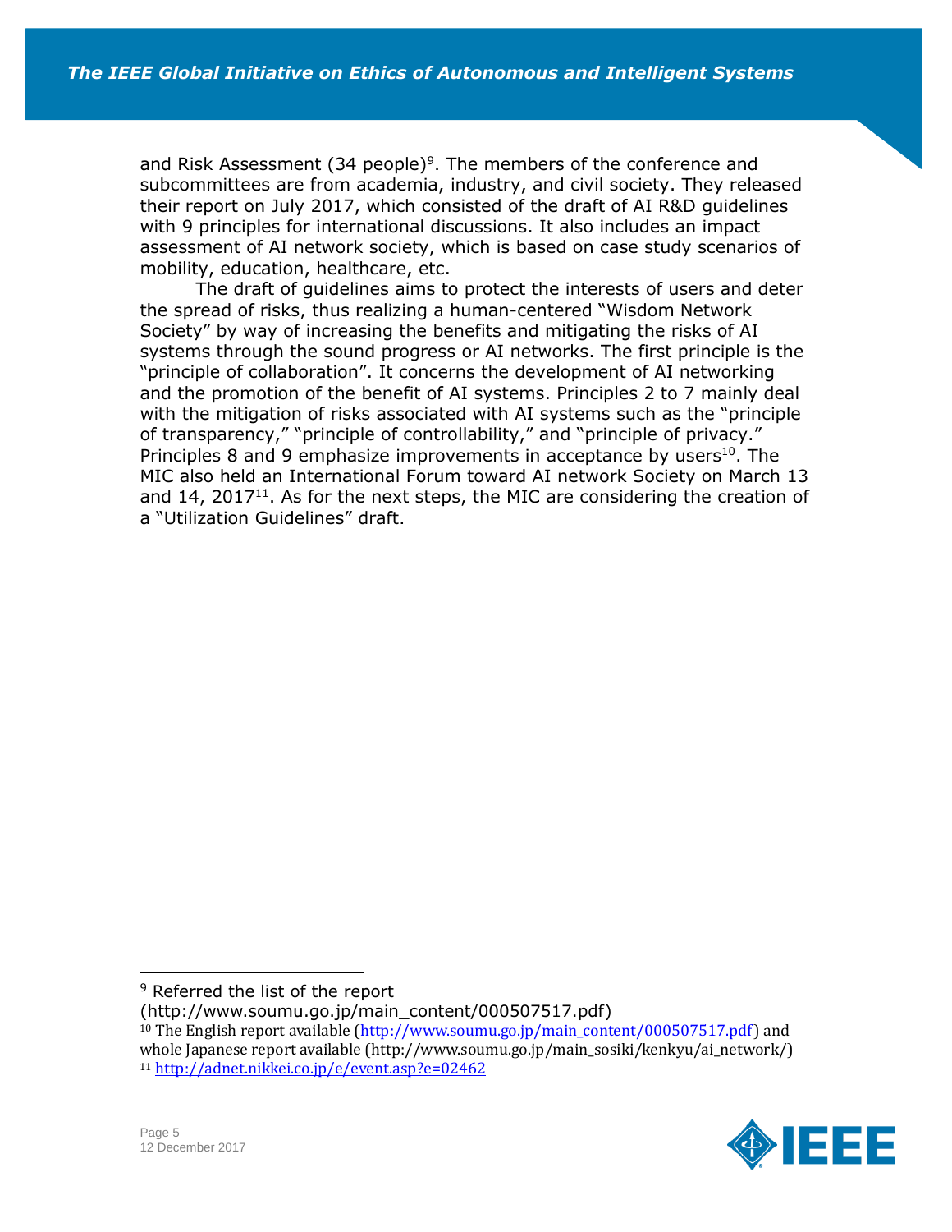and Risk Assessment (34 people)[9]. The members of the conference and subcommittees are from academia, industry, and civil society. They released their report on July 2017, which consisted of the draft of AI R&D guidelines with 9 principles for international discussions. It also includes an impact assessment of AI network society, which is based on case study scenarios of mobility, education, healthcare, etc.

The draft of guidelines aims to protect the interests of users and deter the spread of risks, thus realizing a human-centered "Wisdom Network Society" by way of increasing the benefits and mitigating the risks of AI systems through the sound progress or AI networks. The first principle is the "principle of collaboration". It concerns the development of AI networking and the promotion of the benefit of AI systems. Principles 2 to 7 mainly deal with the mitigation of risks associated with AI systems such as the "principle of transparency," "principle of controllability," and "principle of privacy." Principles 8 and 9 emphasize improvements in acceptance by users[10]. The MIC also held an International Forum toward AI network Society on March 13 and 14, 2017[11]. As for the next steps, the MIC are considering the creation of a "Utilization Guidelines" draft.

---

[9] Referred the list of the report (http://www.soumu.go.jp/main_content/000507517.pdf)

[10] The English report available (http://www.soumu.go.jp/main_content/000507517.pdf) and whole Japanese report available (http://www.soumu.go.jp/main_sosiki/kenkyu/ai_network/)

[11] http://adnet.nikkei.co.jp/e/event.asp?e=02462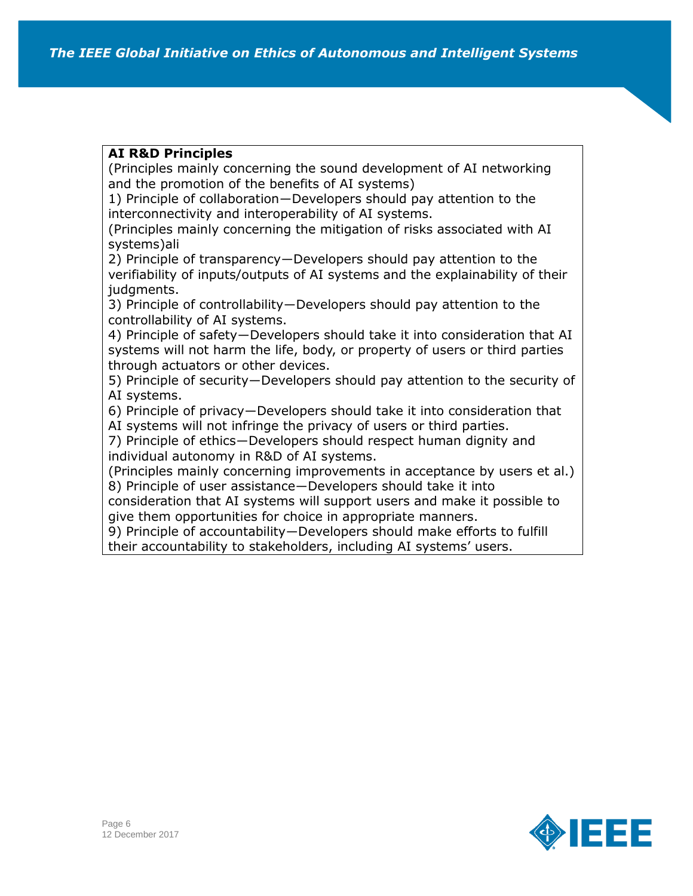**AI R&D Principles**

(Principles mainly concerning the sound development of AI networking and the promotion of the benefits of AI systems)

1) Principle of collaboration—Developers should pay attention to the interconnectivity and interoperability of AI systems.

(Principles mainly concerning the mitigation of risks associated with AI systems)ali

2) Principle of transparency—Developers should pay attention to the verifiability of inputs/outputs of AI systems and the explainability of their judgments.

3) Principle of controllability—Developers should pay attention to the controllability of AI systems.

4) Principle of safety—Developers should take it into consideration that AI systems will not harm the life, body, or property of users or third parties through actuators or other devices.

5) Principle of security—Developers should pay attention to the security of AI systems.

6) Principle of privacy—Developers should take it into consideration that AI systems will not infringe the privacy of users or third parties.

7) Principle of ethics—Developers should respect human dignity and individual autonomy in R&D of AI systems.

(Principles mainly concerning improvements in acceptance by users et al.)

8) Principle of user assistance—Developers should take it into consideration that AI systems will support users and make it possible to give them opportunities for choice in appropriate manners.

9) Principle of accountability—Developers should make efforts to fulfill their accountability to stakeholders, including AI systems' users.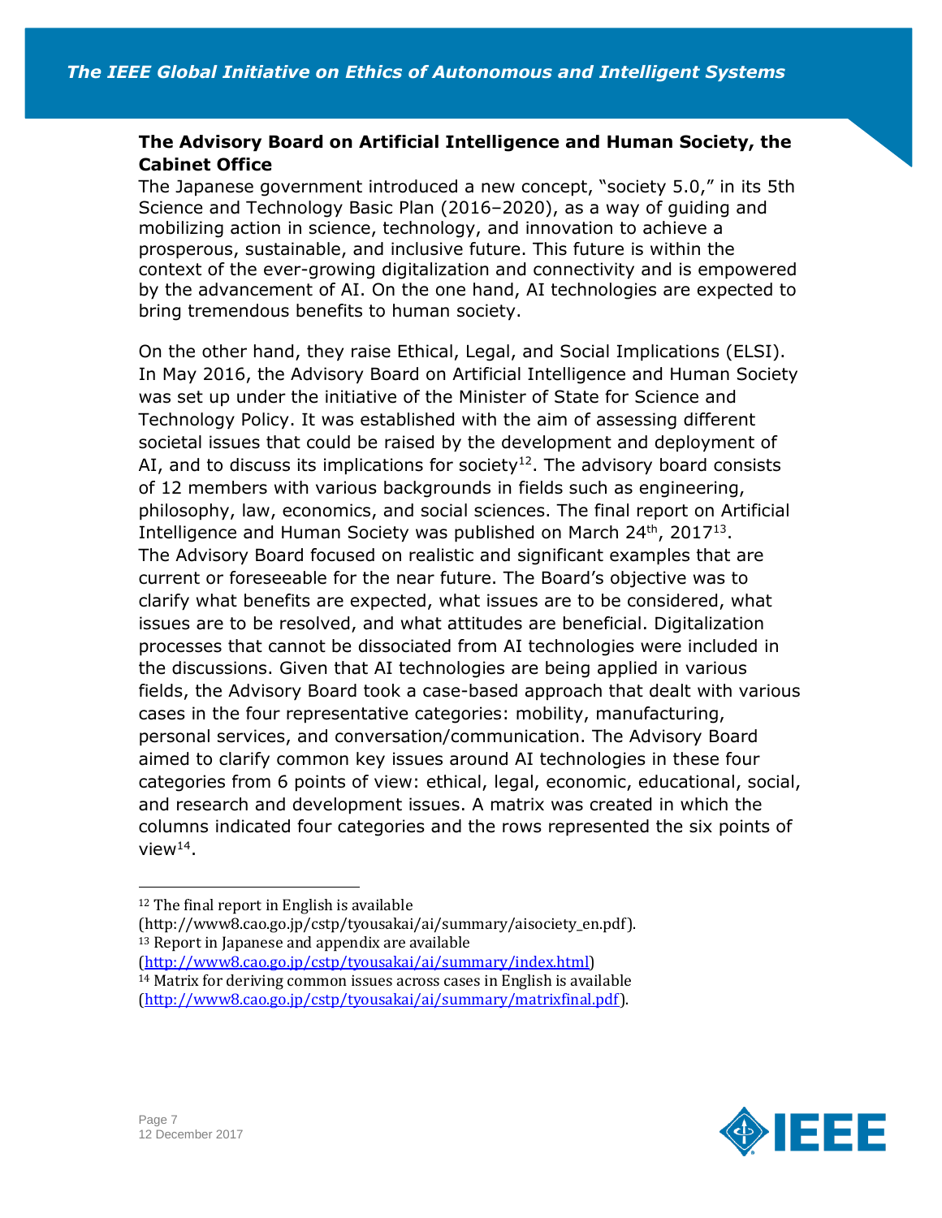### The Advisory Board on Artificial Intelligence and Human Society, the Cabinet Office

The Japanese government introduced a new concept, "society 5.0," in its 5th Science and Technology Basic Plan (2016–2020), as a way of guiding and mobilizing action in science, technology, and innovation to achieve a prosperous, sustainable, and inclusive future. This future is within the context of the ever-growing digitalization and connectivity and is empowered by the advancement of AI. On the one hand, AI technologies are expected to bring tremendous benefits to human society.

On the other hand, they raise Ethical, Legal, and Social Implications (ELSI). In May 2016, the Advisory Board on Artificial Intelligence and Human Society was set up under the initiative of the Minister of State for Science and Technology Policy. It was established with the aim of assessing different societal issues that could be raised by the development and deployment of AI, and to discuss its implications for society[12]. The advisory board consists of 12 members with various backgrounds in fields such as engineering, philosophy, law, economics, and social sciences. The final report on Artificial Intelligence and Human Society was published on March 24th, 2017[13]. The Advisory Board focused on realistic and significant examples that are current or foreseeable for the near future. The Board's objective was to clarify what benefits are expected, what issues are to be considered, what issues are to be resolved, and what attitudes are beneficial. Digitalization processes that cannot be dissociated from AI technologies were included in the discussions. Given that AI technologies are being applied in various fields, the Advisory Board took a case-based approach that dealt with various cases in the four representative categories: mobility, manufacturing, personal services, and conversation/communication. The Advisory Board aimed to clarify common key issues around AI technologies in these four categories from 6 points of view: ethical, legal, economic, educational, social, and research and development issues. A matrix was created in which the columns indicated four categories and the rows represented the six points of view[14].

---

[12] The final report in English is available (http://www8.cao.go.jp/cstp/tyousakai/ai/summary/aisociety_en.pdf).

[13] Report in Japanese and appendix are available (http://www8.cao.go.jp/cstp/tyousakai/ai/summary/index.html)

[14] Matrix for deriving common issues across cases in English is available (http://www8.cao.go.jp/cstp/tyousakai/ai/summary/matrixfinal.pdf).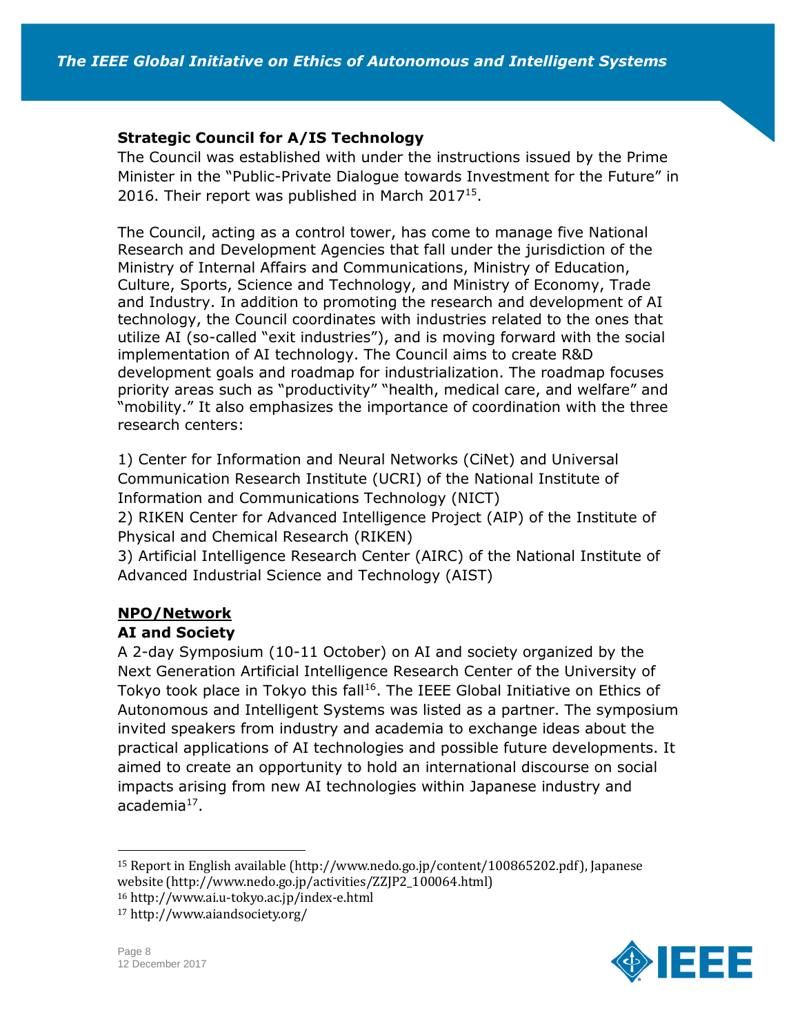**Strategic Council for A/IS Technology**

The Council was established with under the instructions issued by the Prime Minister in the "Public-Private Dialogue towards Investment for the Future" in 2016. Their report was published in March 2017[15].

The Council, acting as a control tower, has come to manage five National Research and Development Agencies that fall under the jurisdiction of the Ministry of Internal Affairs and Communications, Ministry of Education, Culture, Sports, Science and Technology, and Ministry of Economy, Trade and Industry. In addition to promoting the research and development of AI technology, the Council coordinates with industries related to the ones that utilize AI (so-called "exit industries"), and is moving forward with the social implementation of AI technology. The Council aims to create R&D development goals and roadmap for industrialization. The roadmap focuses priority areas such as "productivity" "health, medical care, and welfare" and "mobility." It also emphasizes the importance of coordination with the three research centers:

1) Center for Information and Neural Networks (CiNet) and Universal Communication Research Institute (UCRI) of the National Institute of Information and Communications Technology (NICT)
2) RIKEN Center for Advanced Intelligence Project (AIP) of the Institute of Physical and Chemical Research (RIKEN)
3) Artificial Intelligence Research Center (AIRC) of the National Institute of Advanced Industrial Science and Technology (AIST)

## NPO/Network

**AI and Society**

A 2-day Symposium (10-11 October) on AI and society organized by the Next Generation Artificial Intelligence Research Center of the University of Tokyo took place in Tokyo this fall[16]. The IEEE Global Initiative on Ethics of Autonomous and Intelligent Systems was listed as a partner. The symposium invited speakers from industry and academia to exchange ideas about the practical applications of AI technologies and possible future developments. It aimed to create an opportunity to hold an international discourse on social impacts arising from new AI technologies within Japanese industry and academia[17].

---

[15] Report in English available (http://www.nedo.go.jp/content/100865202.pdf), Japanese website (http://www.nedo.go.jp/activities/ZZJP2_100064.html)
[16] http://www.ai.u-tokyo.ac.jp/index-e.html
[17] http://www.aiandsociety.org/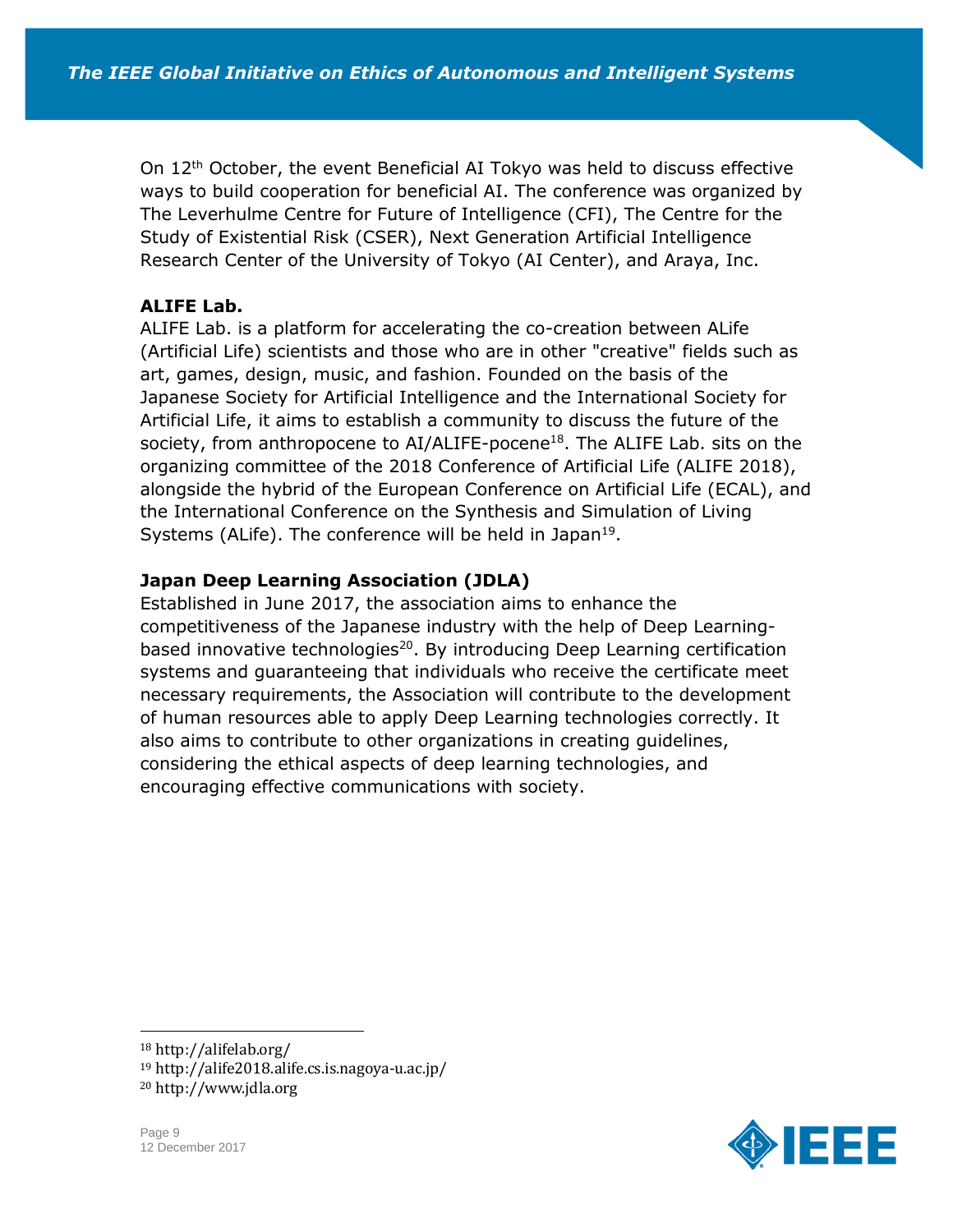On 12th October, the event Beneficial AI Tokyo was held to discuss effective ways to build cooperation for beneficial AI. The conference was organized by The Leverhulme Centre for Future of Intelligence (CFI), The Centre for the Study of Existential Risk (CSER), Next Generation Artificial Intelligence Research Center of the University of Tokyo (AI Center), and Araya, Inc.

**ALIFE Lab.**

ALIFE Lab. is a platform for accelerating the co-creation between ALife (Artificial Life) scientists and those who are in other "creative" fields such as art, games, design, music, and fashion. Founded on the basis of the Japanese Society for Artificial Intelligence and the International Society for Artificial Life, it aims to establish a community to discuss the future of the society, from anthropocene to AI/ALIFE-pocene[18]. The ALIFE Lab. sits on the organizing committee of the 2018 Conference of Artificial Life (ALIFE 2018), alongside the hybrid of the European Conference on Artificial Life (ECAL), and the International Conference on the Synthesis and Simulation of Living Systems (ALife). The conference will be held in Japan[19].

**Japan Deep Learning Association (JDLA)**

Established in June 2017, the association aims to enhance the competitiveness of the Japanese industry with the help of Deep Learning-based innovative technologies[20]. By introducing Deep Learning certification systems and guaranteeing that individuals who receive the certificate meet necessary requirements, the Association will contribute to the development of human resources able to apply Deep Learning technologies correctly. It also aims to contribute to other organizations in creating guidelines, considering the ethical aspects of deep learning technologies, and encouraging effective communications with society.

[18] http://alifelab.org/

[19] http://alife2018.alife.cs.is.nagoya-u.ac.jp/

[20] http://www.jdla.org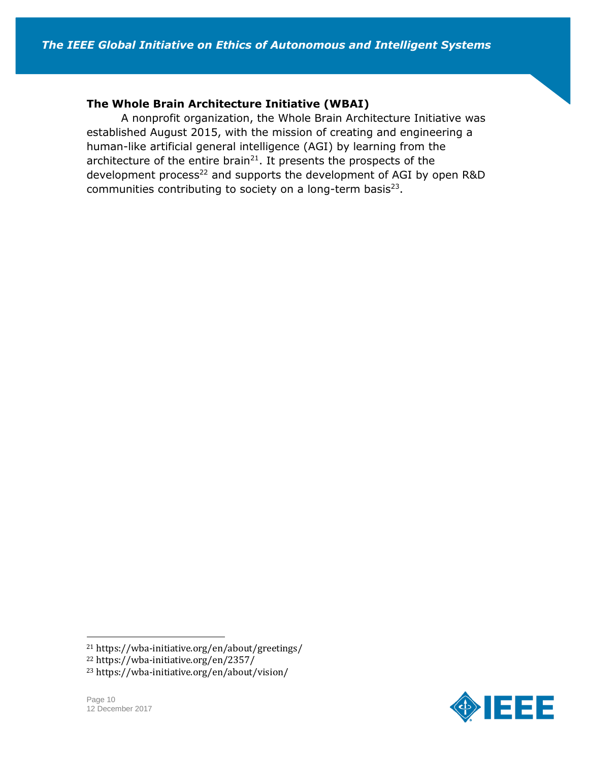### The Whole Brain Architecture Initiative (WBAI)

A nonprofit organization, the Whole Brain Architecture Initiative was established August 2015, with the mission of creating and engineering a human-like artificial general intelligence (AGI) by learning from the architecture of the entire brain[21]. It presents the prospects of the development process[22] and supports the development of AGI by open R&D communities contributing to society on a long-term basis[23].

---

[21] https://wba-initiative.org/en/about/greetings/
[22] https://wba-initiative.org/en/2357/
[23] https://wba-initiative.org/en/about/vision/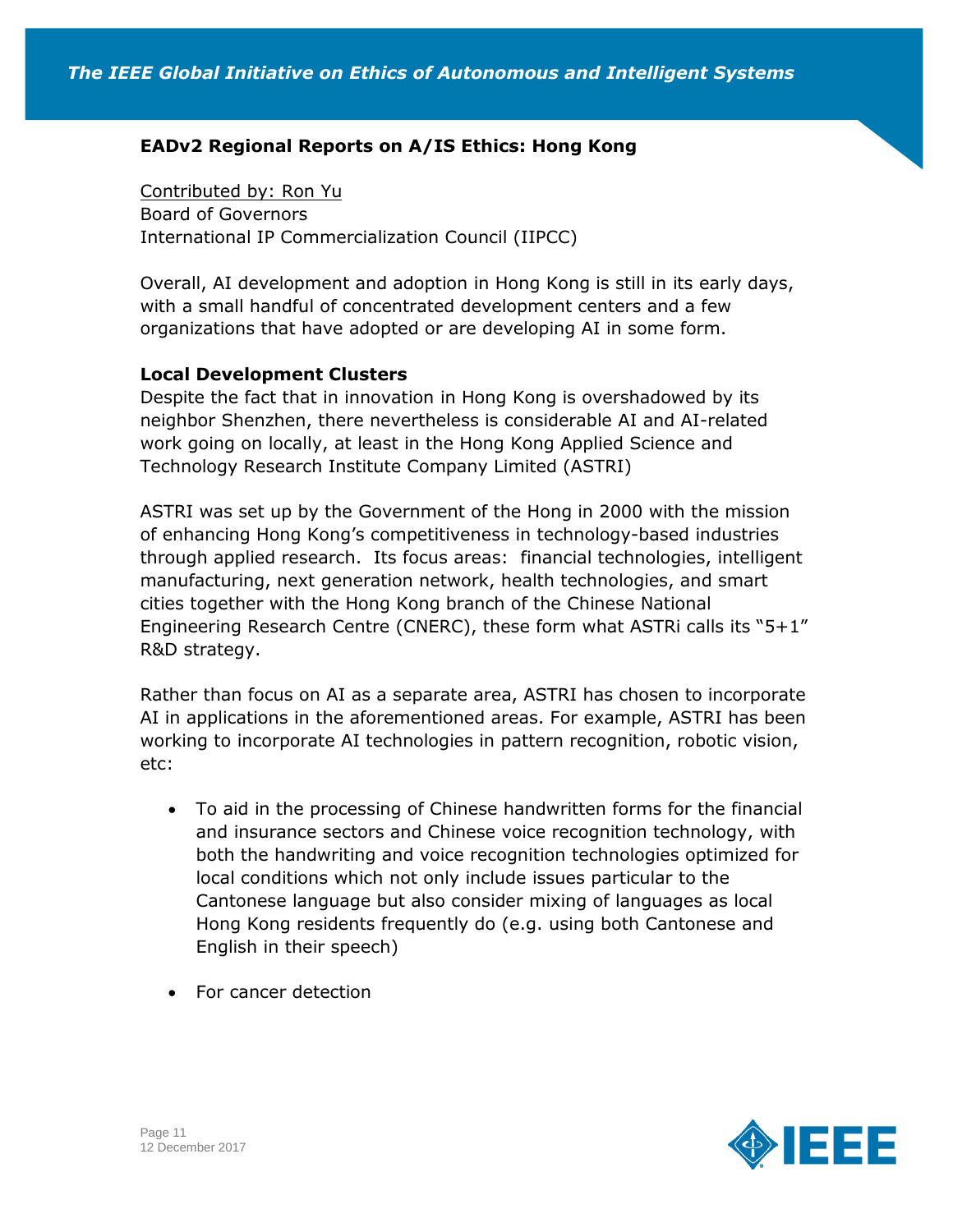## EADv2 Regional Reports on A/IS Ethics: Hong Kong

Contributed by: Ron Yu
Board of Governors
International IP Commercialization Council (IIPCC)

Overall, AI development and adoption in Hong Kong is still in its early days, with a small handful of concentrated development centers and a few organizations that have adopted or are developing AI in some form.

### Local Development Clusters

Despite the fact that in innovation in Hong Kong is overshadowed by its neighbor Shenzhen, there nevertheless is considerable AI and AI-related work going on locally, at least in the Hong Kong Applied Science and Technology Research Institute Company Limited (ASTRI)

ASTRI was set up by the Government of the Hong in 2000 with the mission of enhancing Hong Kong's competitiveness in technology-based industries through applied research. Its focus areas: financial technologies, intelligent manufacturing, next generation network, health technologies, and smart cities together with the Hong Kong branch of the Chinese National Engineering Research Centre (CNERC), these form what ASTRi calls its "5+1" R&D strategy.

Rather than focus on AI as a separate area, ASTRI has chosen to incorporate AI in applications in the aforementioned areas. For example, ASTRI has been working to incorporate AI technologies in pattern recognition, robotic vision, etc:

- To aid in the processing of Chinese handwritten forms for the financial and insurance sectors and Chinese voice recognition technology, with both the handwriting and voice recognition technologies optimized for local conditions which not only include issues particular to the Cantonese language but also consider mixing of languages as local Hong Kong residents frequently do (e.g. using both Cantonese and English in their speech)
- For cancer detection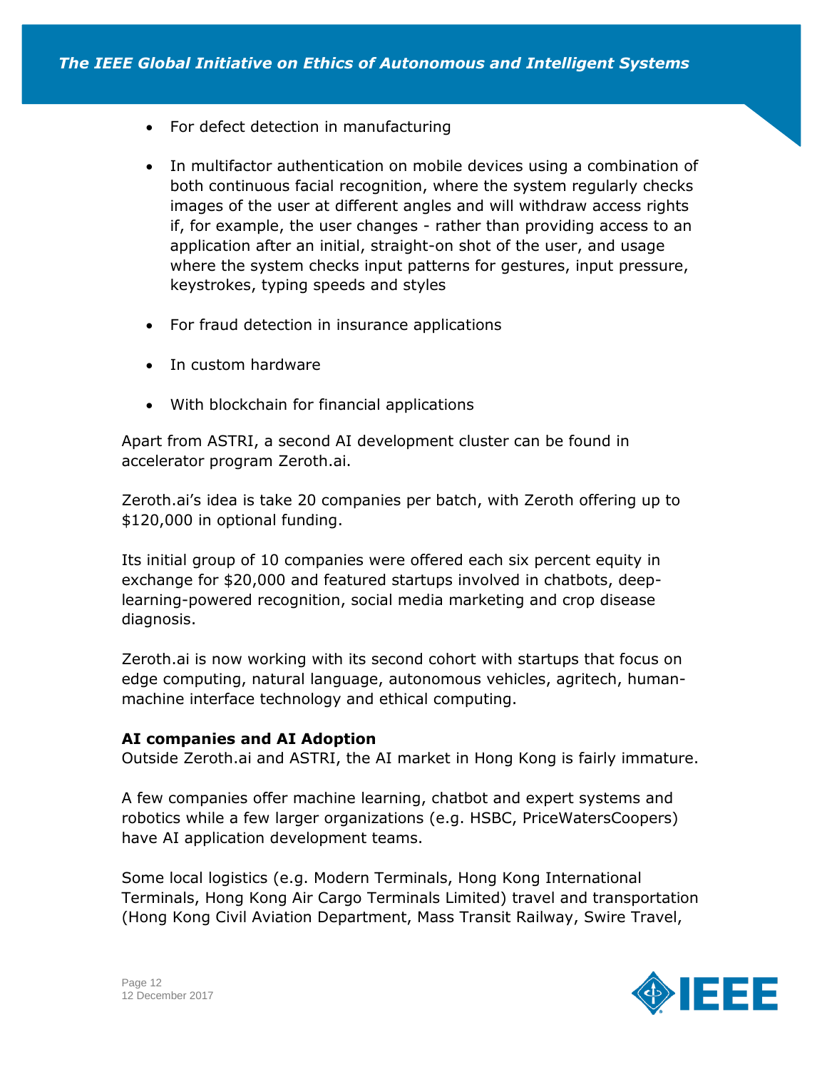- For defect detection in manufacturing
- In multifactor authentication on mobile devices using a combination of both continuous facial recognition, where the system regularly checks images of the user at different angles and will withdraw access rights if, for example, the user changes - rather than providing access to an application after an initial, straight-on shot of the user, and usage where the system checks input patterns for gestures, input pressure, keystrokes, typing speeds and styles
- For fraud detection in insurance applications
- In custom hardware
- With blockchain for financial applications

Apart from ASTRI, a second AI development cluster can be found in accelerator program Zeroth.ai.

Zeroth.ai's idea is take 20 companies per batch, with Zeroth offering up to $120,000 in optional funding.

Its initial group of 10 companies were offered each six percent equity in exchange for $20,000 and featured startups involved in chatbots, deep-learning-powered recognition, social media marketing and crop disease diagnosis.

Zeroth.ai is now working with its second cohort with startups that focus on edge computing, natural language, autonomous vehicles, agritech, human-machine interface technology and ethical computing.

**AI companies and AI Adoption**

Outside Zeroth.ai and ASTRI, the AI market in Hong Kong is fairly immature.

A few companies offer machine learning, chatbot and expert systems and robotics while a few larger organizations (e.g. HSBC, PriceWatersCoopers) have AI application development teams.

Some local logistics (e.g. Modern Terminals, Hong Kong International Terminals, Hong Kong Air Cargo Terminals Limited) travel and transportation (Hong Kong Civil Aviation Department, Mass Transit Railway, Swire Travel,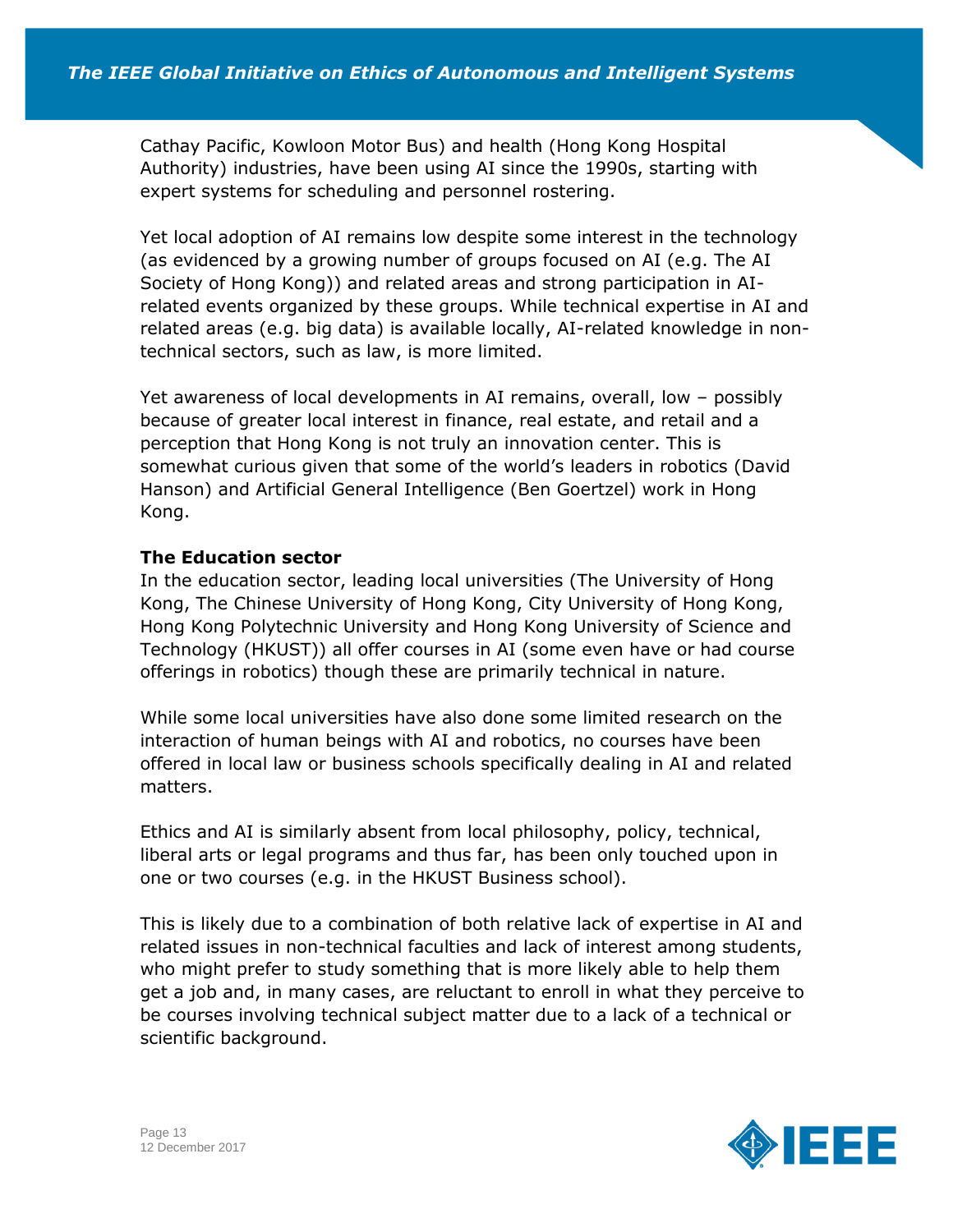Cathay Pacific, Kowloon Motor Bus) and health (Hong Kong Hospital Authority) industries, have been using AI since the 1990s, starting with expert systems for scheduling and personnel rostering.

Yet local adoption of AI remains low despite some interest in the technology (as evidenced by a growing number of groups focused on AI (e.g. The AI Society of Hong Kong)) and related areas and strong participation in AI-related events organized by these groups. While technical expertise in AI and related areas (e.g. big data) is available locally, AI-related knowledge in non-technical sectors, such as law, is more limited.

Yet awareness of local developments in AI remains, overall, low – possibly because of greater local interest in finance, real estate, and retail and a perception that Hong Kong is not truly an innovation center. This is somewhat curious given that some of the world's leaders in robotics (David Hanson) and Artificial General Intelligence (Ben Goertzel) work in Hong Kong.

**The Education sector**

In the education sector, leading local universities (The University of Hong Kong, The Chinese University of Hong Kong, City University of Hong Kong, Hong Kong Polytechnic University and Hong Kong University of Science and Technology (HKUST)) all offer courses in AI (some even have or had course offerings in robotics) though these are primarily technical in nature.

While some local universities have also done some limited research on the interaction of human beings with AI and robotics, no courses have been offered in local law or business schools specifically dealing in AI and related matters.

Ethics and AI is similarly absent from local philosophy, policy, technical, liberal arts or legal programs and thus far, has been only touched upon in one or two courses (e.g. in the HKUST Business school).

This is likely due to a combination of both relative lack of expertise in AI and related issues in non-technical faculties and lack of interest among students, who might prefer to study something that is more likely able to help them get a job and, in many cases, are reluctant to enroll in what they perceive to be courses involving technical subject matter due to a lack of a technical or scientific background.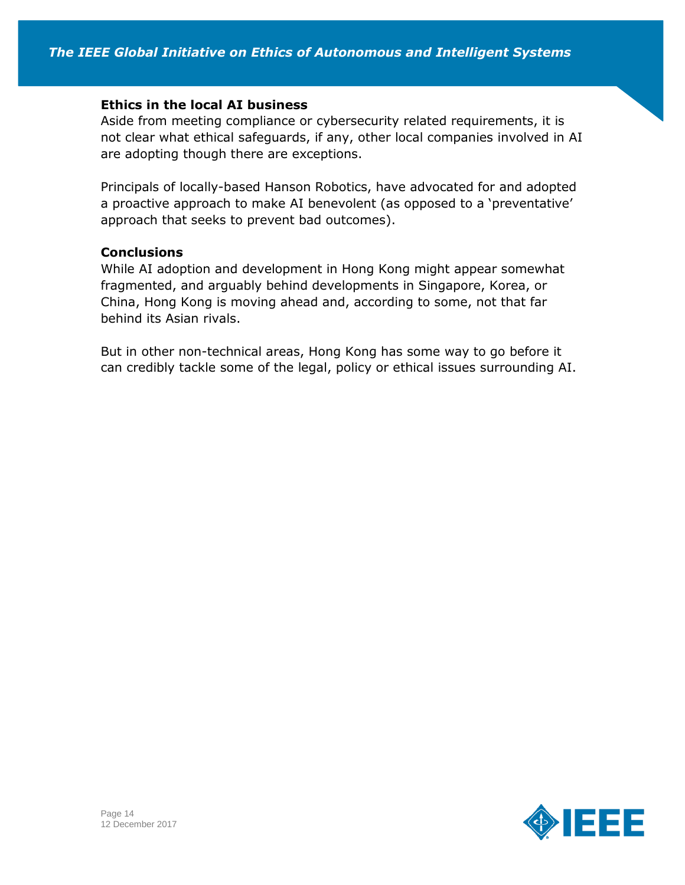### Ethics in the local AI business

Aside from meeting compliance or cybersecurity related requirements, it is not clear what ethical safeguards, if any, other local companies involved in AI are adopting though there are exceptions.

Principals of locally-based Hanson Robotics, have advocated for and adopted a proactive approach to make AI benevolent (as opposed to a 'preventative' approach that seeks to prevent bad outcomes).

### Conclusions

While AI adoption and development in Hong Kong might appear somewhat fragmented, and arguably behind developments in Singapore, Korea, or China, Hong Kong is moving ahead and, according to some, not that far behind its Asian rivals.

But in other non-technical areas, Hong Kong has some way to go before it can credibly tackle some of the legal, policy or ethical issues surrounding AI.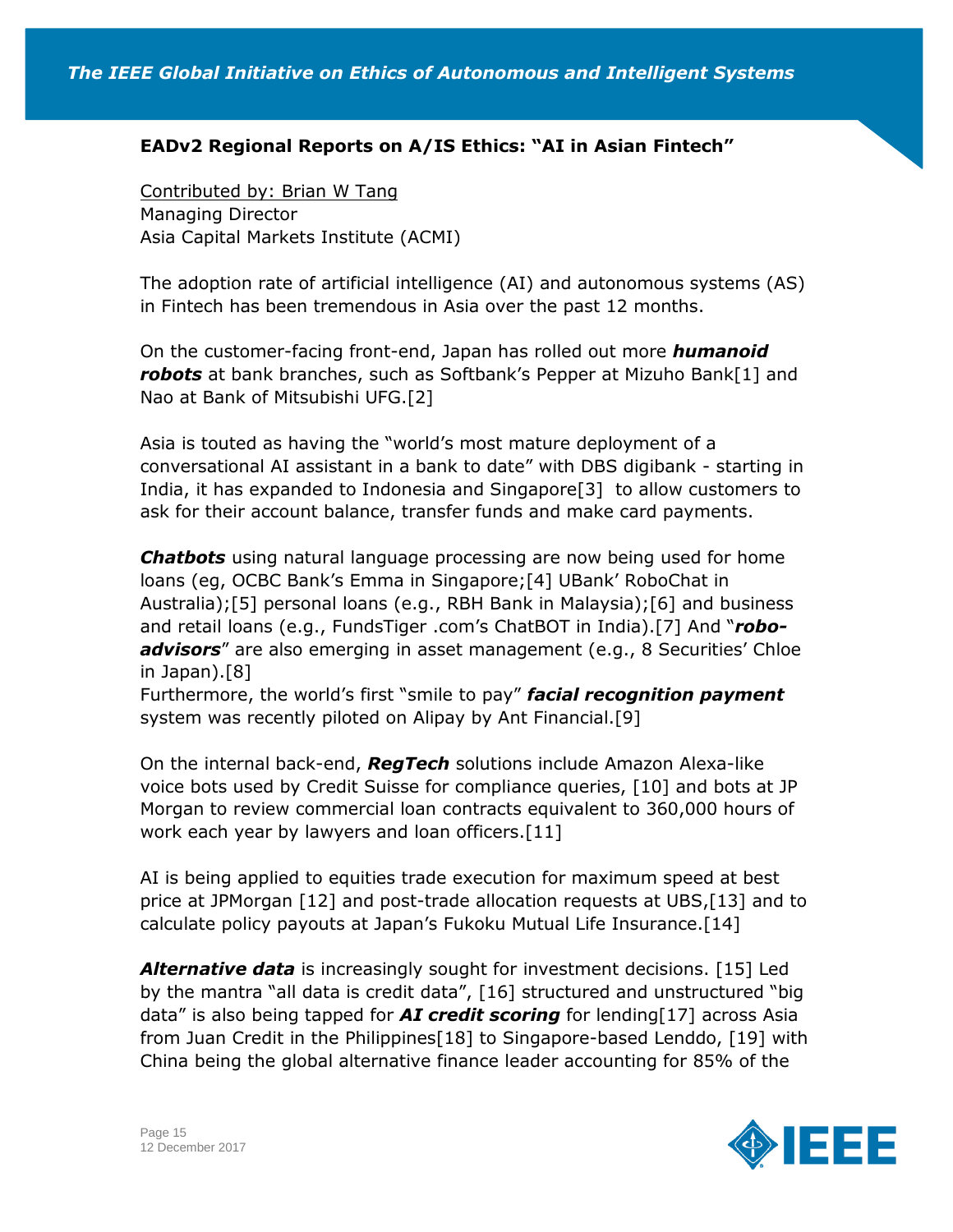**EADv2 Regional Reports on A/IS Ethics: "AI in Asian Fintech"**

Contributed by: Brian W Tang
Managing Director
Asia Capital Markets Institute (ACMI)

The adoption rate of artificial intelligence (AI) and autonomous systems (AS) in Fintech has been tremendous in Asia over the past 12 months.

On the customer-facing front-end, Japan has rolled out more ***humanoid robots*** at bank branches, such as Softbank's Pepper at Mizuho Bank[1] and Nao at Bank of Mitsubishi UFG.[2]

Asia is touted as having the "world's most mature deployment of a conversational AI assistant in a bank to date" with DBS digibank - starting in India, it has expanded to Indonesia and Singapore[3] to allow customers to ask for their account balance, transfer funds and make card payments.

***Chatbots*** using natural language processing are now being used for home loans (eg, OCBC Bank's Emma in Singapore;[4] UBank' RoboChat in Australia);[5] personal loans (e.g., RBH Bank in Malaysia);[6] and business and retail loans (e.g., FundsTiger .com's ChatBOT in India).[7] And "***robo-advisors***" are also emerging in asset management (e.g., 8 Securities' Chloe in Japan).[8]
Furthermore, the world's first "smile to pay" ***facial recognition payment*** system was recently piloted on Alipay by Ant Financial.[9]

On the internal back-end, ***RegTech*** solutions include Amazon Alexa-like voice bots used by Credit Suisse for compliance queries, [10] and bots at JP Morgan to review commercial loan contracts equivalent to 360,000 hours of work each year by lawyers and loan officers.[11]

AI is being applied to equities trade execution for maximum speed at best price at JPMorgan [12] and post-trade allocation requests at UBS,[13] and to calculate policy payouts at Japan's Fukoku Mutual Life Insurance.[14]

***Alternative data*** is increasingly sought for investment decisions. [15] Led by the mantra "all data is credit data", [16] structured and unstructured "big data" is also being tapped for ***AI credit scoring*** for lending[17] across Asia from Juan Credit in the Philippines[18] to Singapore-based Lenddo, [19] with China being the global alternative finance leader accounting for 85% of the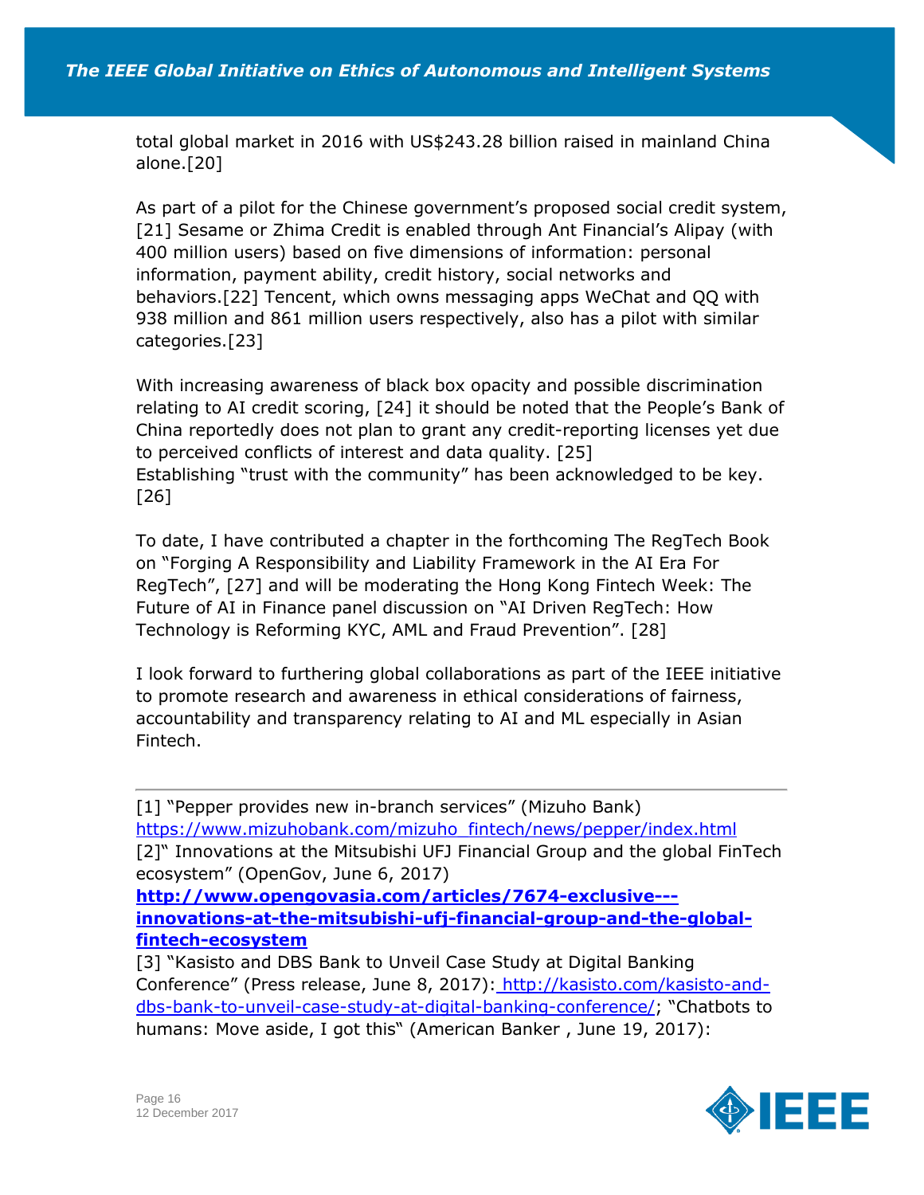total global market in 2016 with US$243.28 billion raised in mainland China alone.[20]

As part of a pilot for the Chinese government's proposed social credit system, [21] Sesame or Zhima Credit is enabled through Ant Financial's Alipay (with 400 million users) based on five dimensions of information: personal information, payment ability, credit history, social networks and behaviors.[22] Tencent, which owns messaging apps WeChat and QQ with 938 million and 861 million users respectively, also has a pilot with similar categories.[23]

With increasing awareness of black box opacity and possible discrimination relating to AI credit scoring, [24] it should be noted that the People's Bank of China reportedly does not plan to grant any credit-reporting licenses yet due to perceived conflicts of interest and data quality. [25]
Establishing "trust with the community" has been acknowledged to be key. [26]

To date, I have contributed a chapter in the forthcoming The RegTech Book on "Forging A Responsibility and Liability Framework in the AI Era For RegTech", [27] and will be moderating the Hong Kong Fintech Week: The Future of AI in Finance panel discussion on "AI Driven RegTech: How Technology is Reforming KYC, AML and Fraud Prevention". [28]

I look forward to furthering global collaborations as part of the IEEE initiative to promote research and awareness in ethical considerations of fairness, accountability and transparency relating to AI and ML especially in Asian Fintech.

---

[1] "Pepper provides new in-branch services" (Mizuho Bank) https://www.mizuhobank.com/mizuho_fintech/news/pepper/index.html
[2]" Innovations at the Mitsubishi UFJ Financial Group and the global FinTech ecosystem" (OpenGov, June 6, 2017)
**http://www.opengovasia.com/articles/7674-exclusive---innovations-at-the-mitsubishi-ufj-financial-group-and-the-global-fintech-ecosystem**
[3] "Kasisto and DBS Bank to Unveil Case Study at Digital Banking Conference" (Press release, June 8, 2017): http://kasisto.com/kasisto-and-dbs-bank-to-unveil-case-study-at-digital-banking-conference/; "Chatbots to humans: Move aside, I got this" (American Banker , June 19, 2017):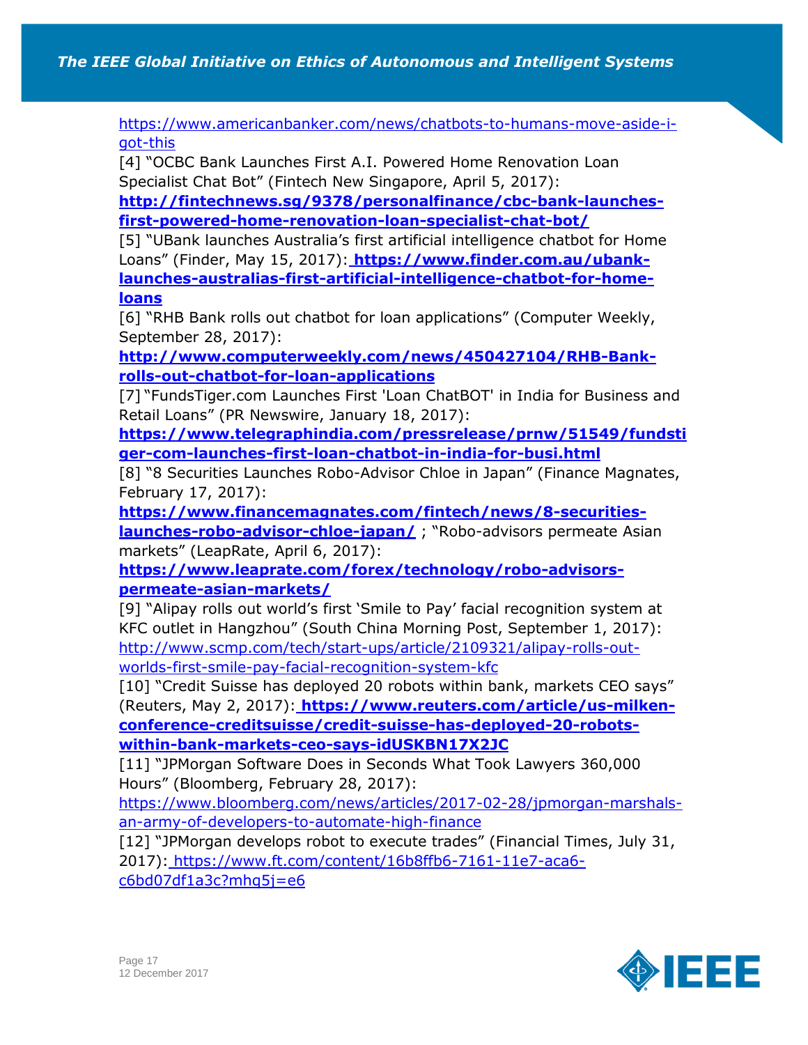https://www.americanbanker.com/news/chatbots-to-humans-move-aside-i-got-this

[4] "OCBC Bank Launches First A.I. Powered Home Renovation Loan Specialist Chat Bot" (Fintech New Singapore, April 5, 2017): **http://fintechnews.sg/9378/personalfinance/cbc-bank-launches-first-powered-home-renovation-loan-specialist-chat-bot/**

[5] "UBank launches Australia's first artificial intelligence chatbot for Home Loans" (Finder, May 15, 2017): **https://www.finder.com.au/ubank-launches-australias-first-artificial-intelligence-chatbot-for-home-loans**

[6] "RHB Bank rolls out chatbot for loan applications" (Computer Weekly, September 28, 2017): **http://www.computerweekly.com/news/450427104/RHB-Bank-rolls-out-chatbot-for-loan-applications**

[7] "FundsTiger.com Launches First 'Loan ChatBOT' in India for Business and Retail Loans" (PR Newswire, January 18, 2017): **https://www.telegraphindia.com/pressrelease/prnw/51549/fundstiger-com-launches-first-loan-chatbot-in-india-for-busi.html**

[8] "8 Securities Launches Robo-Advisor Chloe in Japan" (Finance Magnates, February 17, 2017): **https://www.financemagnates.com/fintech/news/8-securities-launches-robo-advisor-chloe-japan/** ; "Robo-advisors permeate Asian markets" (LeapRate, April 6, 2017): **https://www.leaprate.com/forex/technology/robo-advisors-permeate-asian-markets/**

[9] "Alipay rolls out world's first 'Smile to Pay' facial recognition system at KFC outlet in Hangzhou" (South China Morning Post, September 1, 2017): http://www.scmp.com/tech/start-ups/article/2109321/alipay-rolls-out-worlds-first-smile-pay-facial-recognition-system-kfc

[10] "Credit Suisse has deployed 20 robots within bank, markets CEO says" (Reuters, May 2, 2017): **https://www.reuters.com/article/us-milken-conference-creditsuisse/credit-suisse-has-deployed-20-robots-within-bank-markets-ceo-says-idUSKBN17X2JC**

[11] "JPMorgan Software Does in Seconds What Took Lawyers 360,000 Hours" (Bloomberg, February 28, 2017): https://www.bloomberg.com/news/articles/2017-02-28/jpmorgan-marshals-an-army-of-developers-to-automate-high-finance

[12] "JPMorgan develops robot to execute trades" (Financial Times, July 31, 2017): https://www.ft.com/content/16b8ffb6-7161-11e7-aca6-c6bd07df1a3c?mhq5j=e6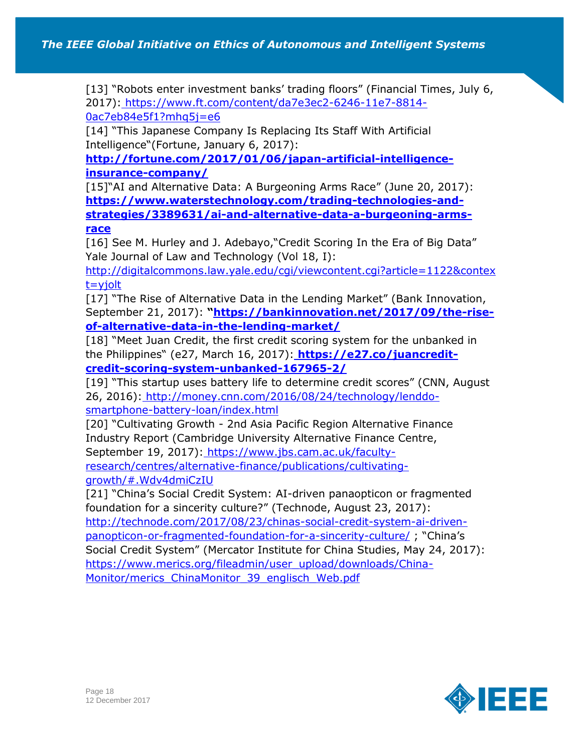[13] "Robots enter investment banks' trading floors" (Financial Times, July 6, 2017): https://www.ft.com/content/da7e3ec2-6246-11e7-8814-0ac7eb84e5f1?mhq5j=e6

[14] "This Japanese Company Is Replacing Its Staff With Artificial Intelligence"(Fortune, January 6, 2017): **http://fortune.com/2017/01/06/japan-artificial-intelligence-insurance-company/**

[15]"AI and Alternative Data: A Burgeoning Arms Race" (June 20, 2017): **https://www.waterstechnology.com/trading-technologies-and-strategies/3389631/ai-and-alternative-data-a-burgeoning-arms-race**

[16] See M. Hurley and J. Adebayo,"Credit Scoring In the Era of Big Data" Yale Journal of Law and Technology (Vol 18, I): http://digitalcommons.law.yale.edu/cgi/viewcontent.cgi?article=1122&context=yjolt

[17] "The Rise of Alternative Data in the Lending Market" (Bank Innovation, September 21, 2017): **"https://bankinnovation.net/2017/09/the-rise-of-alternative-data-in-the-lending-market/**

[18] "Meet Juan Credit, the first credit scoring system for the unbanked in the Philippines" (e27, March 16, 2017): **https://e27.co/juancredit-credit-scoring-system-unbanked-167965-2/**

[19] "This startup uses battery life to determine credit scores" (CNN, August 26, 2016): http://money.cnn.com/2016/08/24/technology/lenddo-smartphone-battery-loan/index.html

[20] "Cultivating Growth - 2nd Asia Pacific Region Alternative Finance Industry Report (Cambridge University Alternative Finance Centre, September 19, 2017): https://www.jbs.cam.ac.uk/faculty-research/centres/alternative-finance/publications/cultivating-growth/#.Wdv4dmiCzIU

[21] "China's Social Credit System: AI-driven panaopticon or fragmented foundation for a sincerity culture?" (Technode, August 23, 2017): http://technode.com/2017/08/23/chinas-social-credit-system-ai-driven-panopticon-or-fragmented-foundation-for-a-sincerity-culture/ ; "China's Social Credit System" (Mercator Institute for China Studies, May 24, 2017): https://www.merics.org/fileadmin/user_upload/downloads/China-Monitor/merics_ChinaMonitor_39_englisch_Web.pdf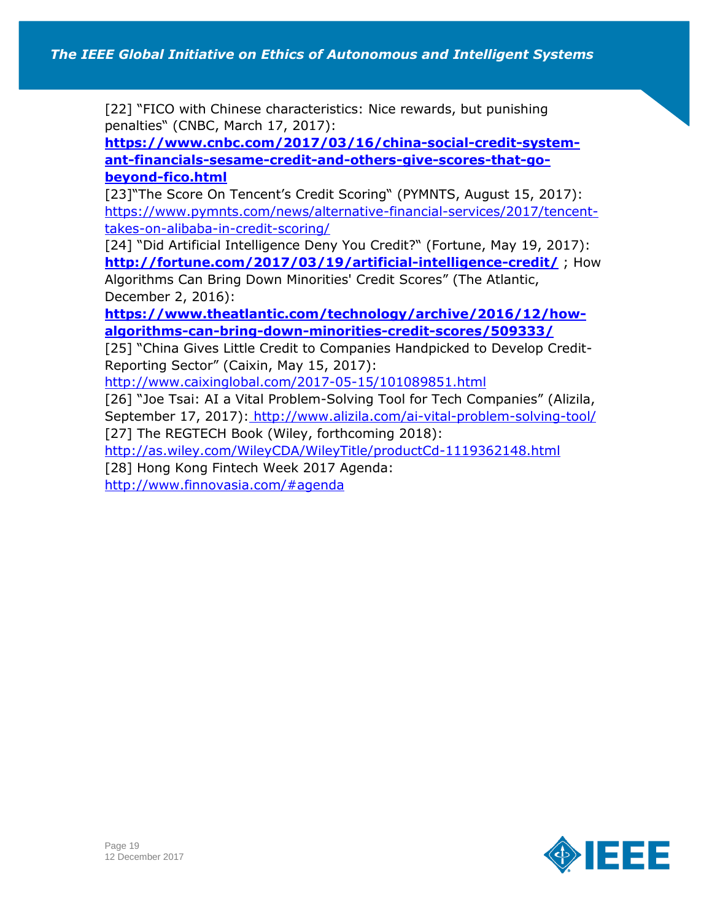[22] "FICO with Chinese characteristics: Nice rewards, but punishing penalties" (CNBC, March 17, 2017): **https://www.cnbc.com/2017/03/16/china-social-credit-system-ant-financials-sesame-credit-and-others-give-scores-that-go-beyond-fico.html**

[23]"The Score On Tencent's Credit Scoring" (PYMNTS, August 15, 2017): https://www.pymnts.com/news/alternative-financial-services/2017/tencent-takes-on-alibaba-in-credit-scoring/

[24] "Did Artificial Intelligence Deny You Credit?" (Fortune, May 19, 2017): **http://fortune.com/2017/03/19/artificial-intelligence-credit/** ; How Algorithms Can Bring Down Minorities' Credit Scores" (The Atlantic, December 2, 2016): **https://www.theatlantic.com/technology/archive/2016/12/how-algorithms-can-bring-down-minorities-credit-scores/509333/**

[25] "China Gives Little Credit to Companies Handpicked to Develop Credit-Reporting Sector" (Caixin, May 15, 2017): http://www.caixinglobal.com/2017-05-15/101089851.html

[26] "Joe Tsai: AI a Vital Problem-Solving Tool for Tech Companies" (Alizila, September 17, 2017): http://www.alizila.com/ai-vital-problem-solving-tool/

[27] The REGTECH Book (Wiley, forthcoming 2018): http://as.wiley.com/WileyCDA/WileyTitle/productCd-1119362148.html

[28] Hong Kong Fintech Week 2017 Agenda: http://www.finnovasia.com/#agenda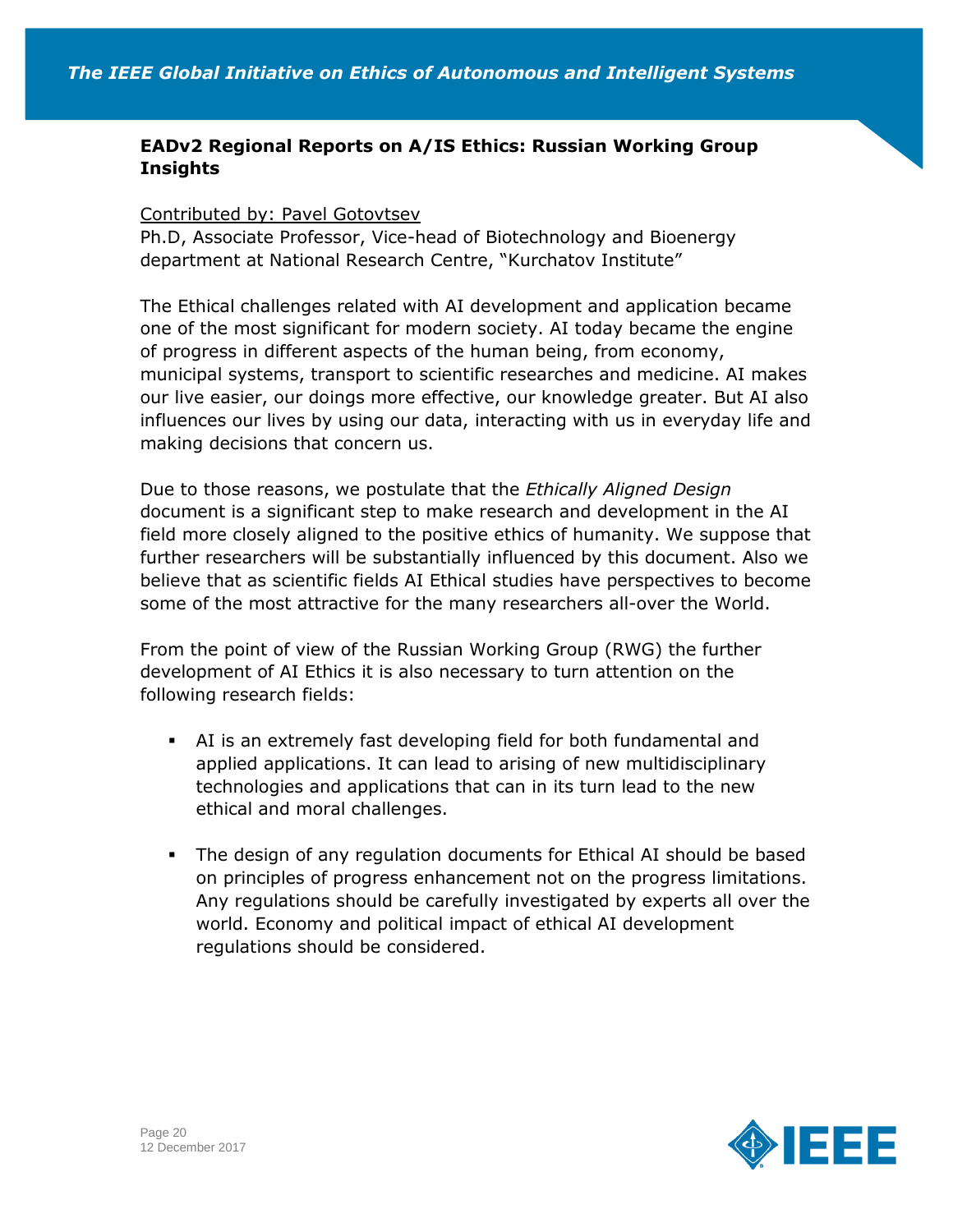**EADv2 Regional Reports on A/IS Ethics: Russian Working Group Insights**

Contributed by: Pavel Gotovtsev
Ph.D, Associate Professor, Vice-head of Biotechnology and Bioenergy department at National Research Centre, “Kurchatov Institute”

The Ethical challenges related with AI development and application became one of the most significant for modern society. AI today became the engine of progress in different aspects of the human being, from economy, municipal systems, transport to scientific researches and medicine. AI makes our live easier, our doings more effective, our knowledge greater. But AI also influences our lives by using our data, interacting with us in everyday life and making decisions that concern us.

Due to those reasons, we postulate that the *Ethically Aligned Design* document is a significant step to make research and development in the AI field more closely aligned to the positive ethics of humanity. We suppose that further researchers will be substantially influenced by this document. Also we believe that as scientific fields AI Ethical studies have perspectives to become some of the most attractive for the many researchers all-over the World.

From the point of view of the Russian Working Group (RWG) the further development of AI Ethics it is also necessary to turn attention on the following research fields:

- AI is an extremely fast developing field for both fundamental and applied applications. It can lead to arising of new multidisciplinary technologies and applications that can in its turn lead to the new ethical and moral challenges.
- The design of any regulation documents for Ethical AI should be based on principles of progress enhancement not on the progress limitations. Any regulations should be carefully investigated by experts all over the world. Economy and political impact of ethical AI development regulations should be considered.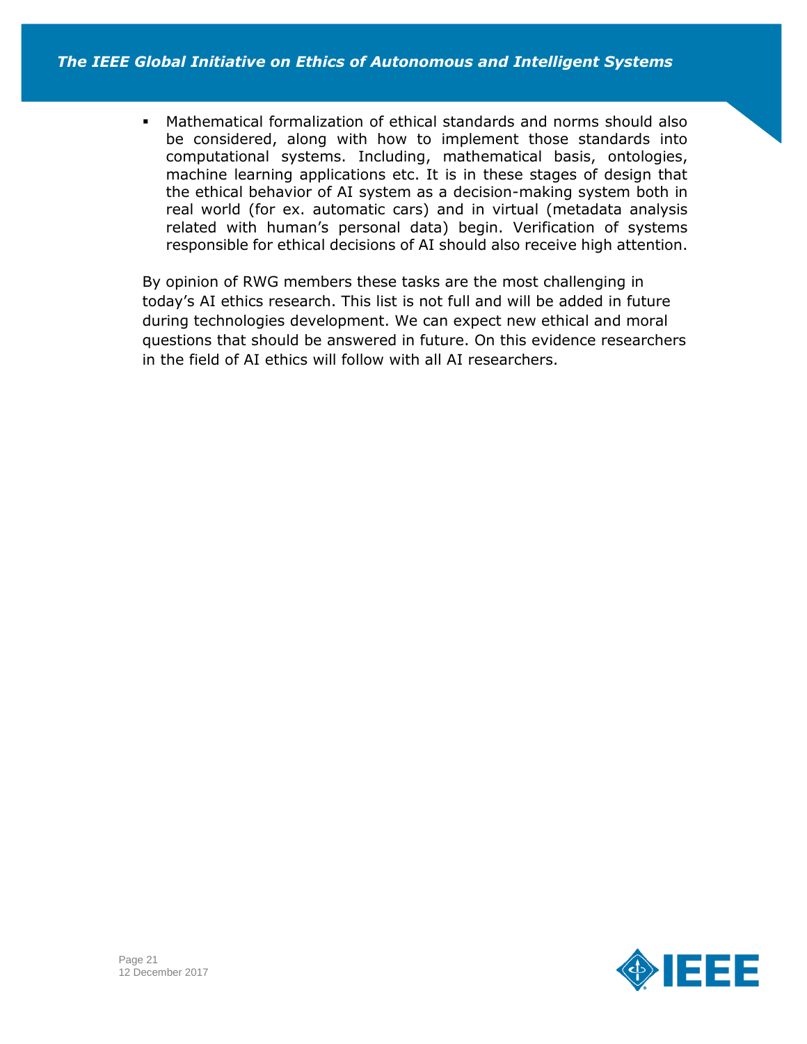- Mathematical formalization of ethical standards and norms should also be considered, along with how to implement those standards into computational systems. Including, mathematical basis, ontologies, machine learning applications etc. It is in these stages of design that the ethical behavior of AI system as a decision-making system both in real world (for ex. automatic cars) and in virtual (metadata analysis related with human's personal data) begin. Verification of systems responsible for ethical decisions of AI should also receive high attention.

By opinion of RWG members these tasks are the most challenging in today's AI ethics research. This list is not full and will be added in future during technologies development. We can expect new ethical and moral questions that should be answered in future. On this evidence researchers in the field of AI ethics will follow with all AI researchers.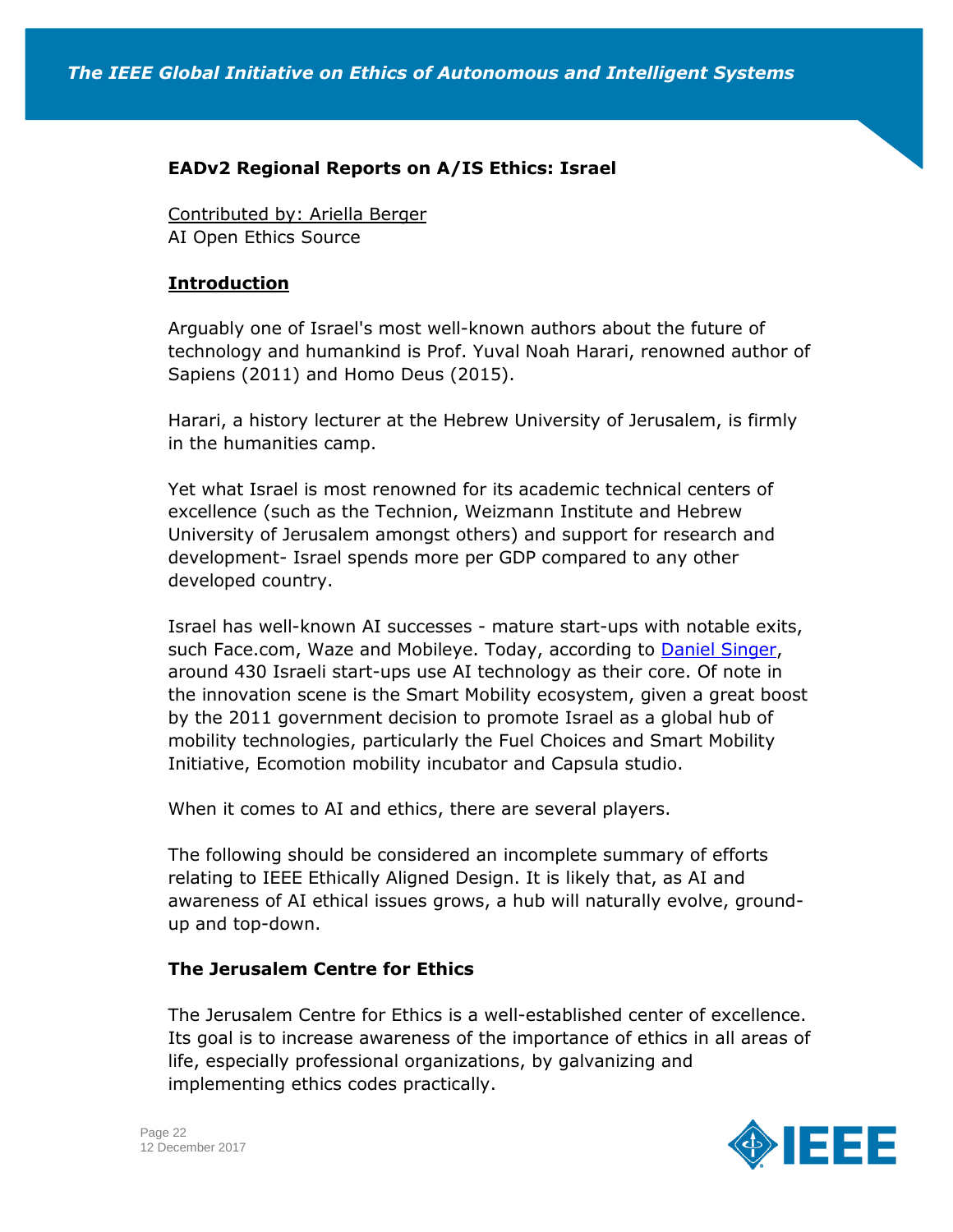## EADv2 Regional Reports on A/IS Ethics: Israel

Contributed by: Ariella Berger
AI Open Ethics Source

### Introduction

Arguably one of Israel's most well-known authors about the future of technology and humankind is Prof. Yuval Noah Harari, renowned author of Sapiens (2011) and Homo Deus (2015).

Harari, a history lecturer at the Hebrew University of Jerusalem, is firmly in the humanities camp.

Yet what Israel is most renowned for its academic technical centers of excellence (such as the Technion, Weizmann Institute and Hebrew University of Jerusalem amongst others) and support for research and development- Israel spends more per GDP compared to any other developed country.

Israel has well-known AI successes - mature start-ups with notable exits, such Face.com, Waze and Mobileye. Today, according to Daniel Singer, around 430 Israeli start-ups use AI technology as their core. Of note in the innovation scene is the Smart Mobility ecosystem, given a great boost by the 2011 government decision to promote Israel as a global hub of mobility technologies, particularly the Fuel Choices and Smart Mobility Initiative, Ecomotion mobility incubator and Capsula studio.

When it comes to AI and ethics, there are several players.

The following should be considered an incomplete summary of efforts relating to IEEE Ethically Aligned Design. It is likely that, as AI and awareness of AI ethical issues grows, a hub will naturally evolve, ground-up and top-down.

### The Jerusalem Centre for Ethics

The Jerusalem Centre for Ethics is a well-established center of excellence. Its goal is to increase awareness of the importance of ethics in all areas of life, especially professional organizations, by galvanizing and implementing ethics codes practically.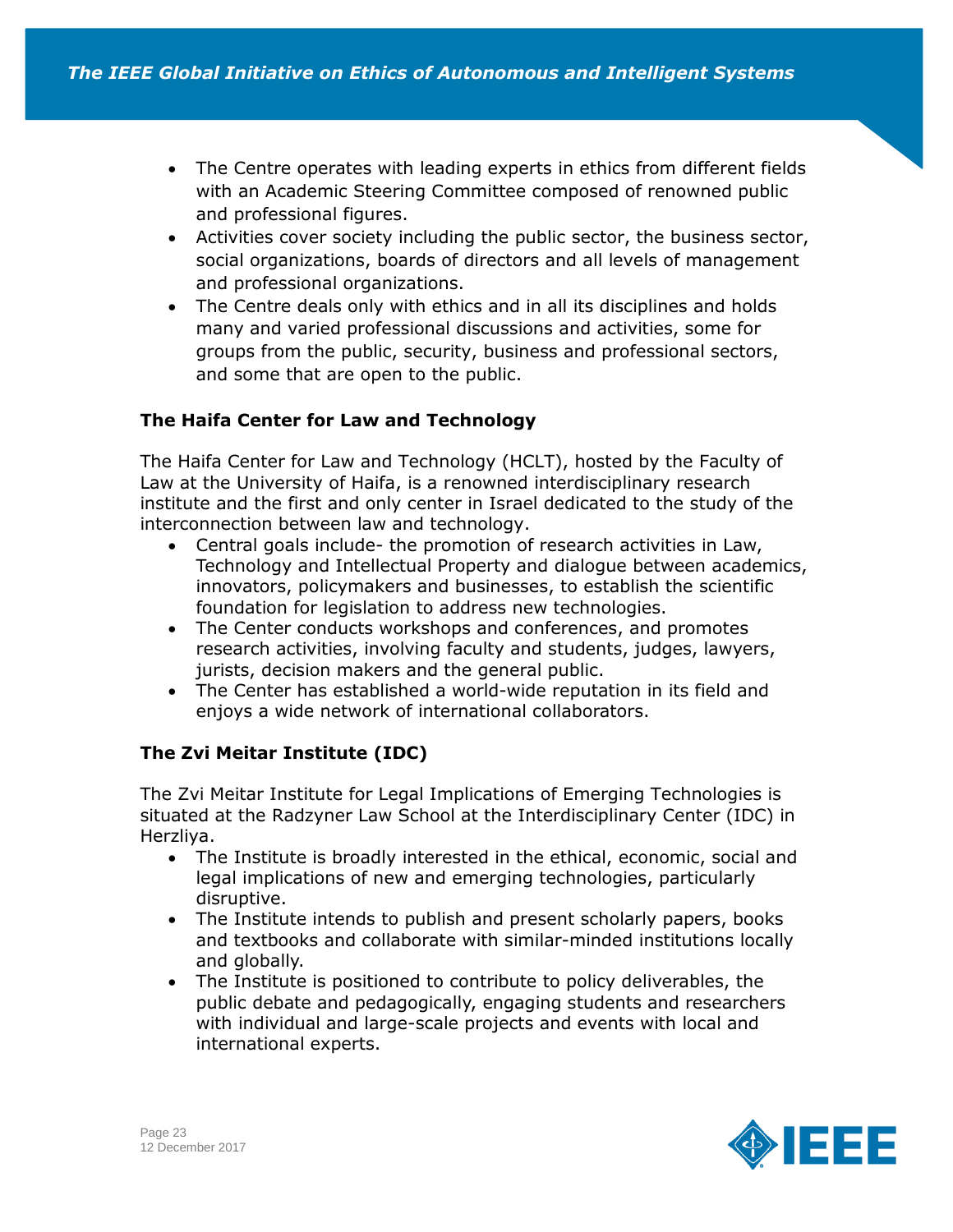- The Centre operates with leading experts in ethics from different fields with an Academic Steering Committee composed of renowned public and professional figures.
- Activities cover society including the public sector, the business sector, social organizations, boards of directors and all levels of management and professional organizations.
- The Centre deals only with ethics and in all its disciplines and holds many and varied professional discussions and activities, some for groups from the public, security, business and professional sectors, and some that are open to the public.

**The Haifa Center for Law and Technology**

The Haifa Center for Law and Technology (HCLT), hosted by the Faculty of Law at the University of Haifa, is a renowned interdisciplinary research institute and the first and only center in Israel dedicated to the study of the interconnection between law and technology.

- Central goals include- the promotion of research activities in Law, Technology and Intellectual Property and dialogue between academics, innovators, policymakers and businesses, to establish the scientific foundation for legislation to address new technologies.
- The Center conducts workshops and conferences, and promotes research activities, involving faculty and students, judges, lawyers, jurists, decision makers and the general public.
- The Center has established a world-wide reputation in its field and enjoys a wide network of international collaborators.

**The Zvi Meitar Institute (IDC)**

The Zvi Meitar Institute for Legal Implications of Emerging Technologies is situated at the Radzyner Law School at the Interdisciplinary Center (IDC) in Herzliya.

- The Institute is broadly interested in the ethical, economic, social and legal implications of new and emerging technologies, particularly disruptive.
- The Institute intends to publish and present scholarly papers, books and textbooks and collaborate with similar-minded institutions locally and globally.
- The Institute is positioned to contribute to policy deliverables, the public debate and pedagogically, engaging students and researchers with individual and large-scale projects and events with local and international experts.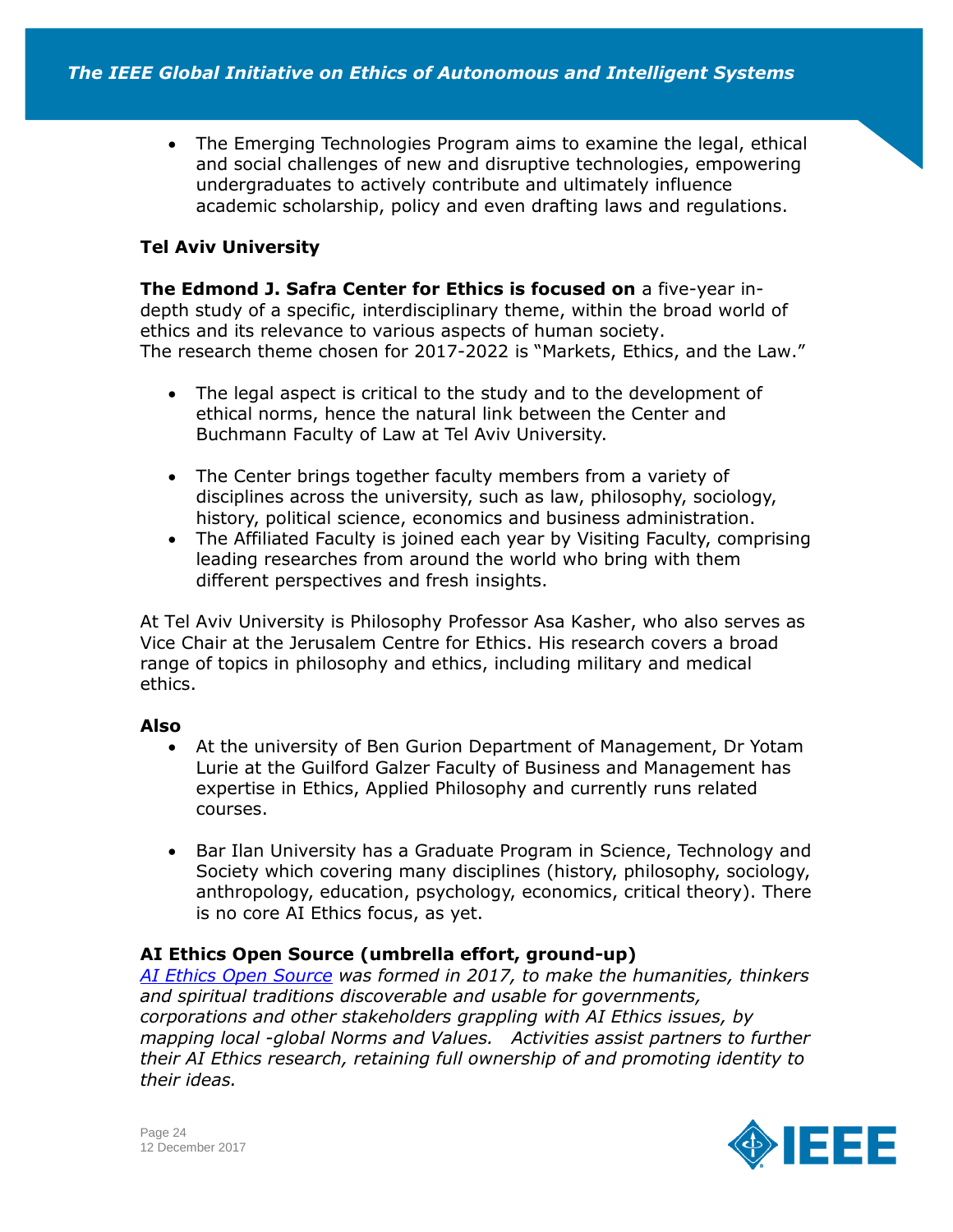- The Emerging Technologies Program aims to examine the legal, ethical and social challenges of new and disruptive technologies, empowering undergraduates to actively contribute and ultimately influence academic scholarship, policy and even drafting laws and regulations.

**Tel Aviv University**

**The Edmond J. Safra Center for Ethics is focused on** a five-year in-depth study of a specific, interdisciplinary theme, within the broad world of ethics and its relevance to various aspects of human society.
The research theme chosen for 2017-2022 is "Markets, Ethics, and the Law."

- The legal aspect is critical to the study and to the development of ethical norms, hence the natural link between the Center and Buchmann Faculty of Law at Tel Aviv University.
- The Center brings together faculty members from a variety of disciplines across the university, such as law, philosophy, sociology, history, political science, economics and business administration.
- The Affiliated Faculty is joined each year by Visiting Faculty, comprising leading researches from around the world who bring with them different perspectives and fresh insights.

At Tel Aviv University is Philosophy Professor Asa Kasher, who also serves as Vice Chair at the Jerusalem Centre for Ethics. His research covers a broad range of topics in philosophy and ethics, including military and medical ethics.

**Also**

- At the university of Ben Gurion Department of Management, Dr Yotam Lurie at the Guilford Galzer Faculty of Business and Management has expertise in Ethics, Applied Philosophy and currently runs related courses.
- Bar Ilan University has a Graduate Program in Science, Technology and Society which covering many disciplines (history, philosophy, sociology, anthropology, education, psychology, economics, critical theory). There is no core AI Ethics focus, as yet.

**AI Ethics Open Source (umbrella effort, ground-up)**

*AI Ethics Open Source was formed in 2017, to make the humanities, thinkers and spiritual traditions discoverable and usable for governments, corporations and other stakeholders grappling with AI Ethics issues, by mapping local -global Norms and Values. Activities assist partners to further their AI Ethics research, retaining full ownership of and promoting identity to their ideas.*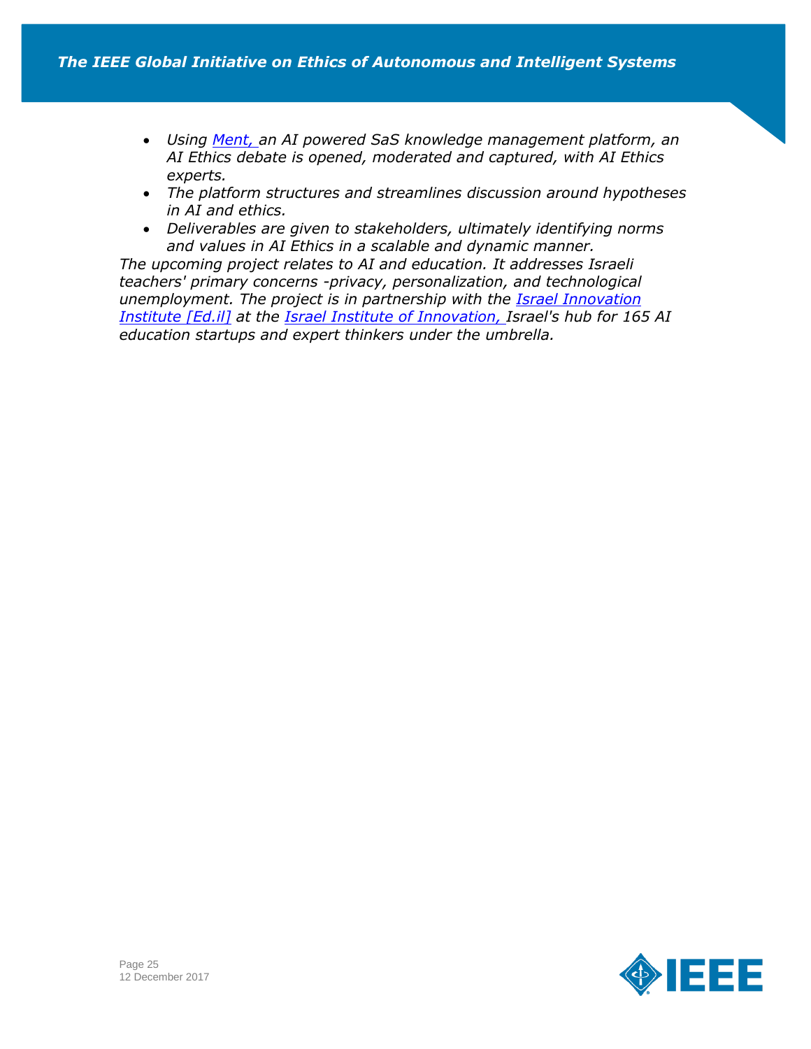- *Using Ment, an AI powered SaS knowledge management platform, an AI Ethics debate is opened, moderated and captured, with AI Ethics experts.*
- *The platform structures and streamlines discussion around hypotheses in AI and ethics.*
- *Deliverables are given to stakeholders, ultimately identifying norms and values in AI Ethics in a scalable and dynamic manner.*

*The upcoming project relates to AI and education. It addresses Israeli teachers' primary concerns -privacy, personalization, and technological unemployment. The project is in partnership with the Israel Innovation Institute [Ed.il] at the Israel Institute of Innovation, Israel's hub for 165 AI education startups and expert thinkers under the umbrella.*